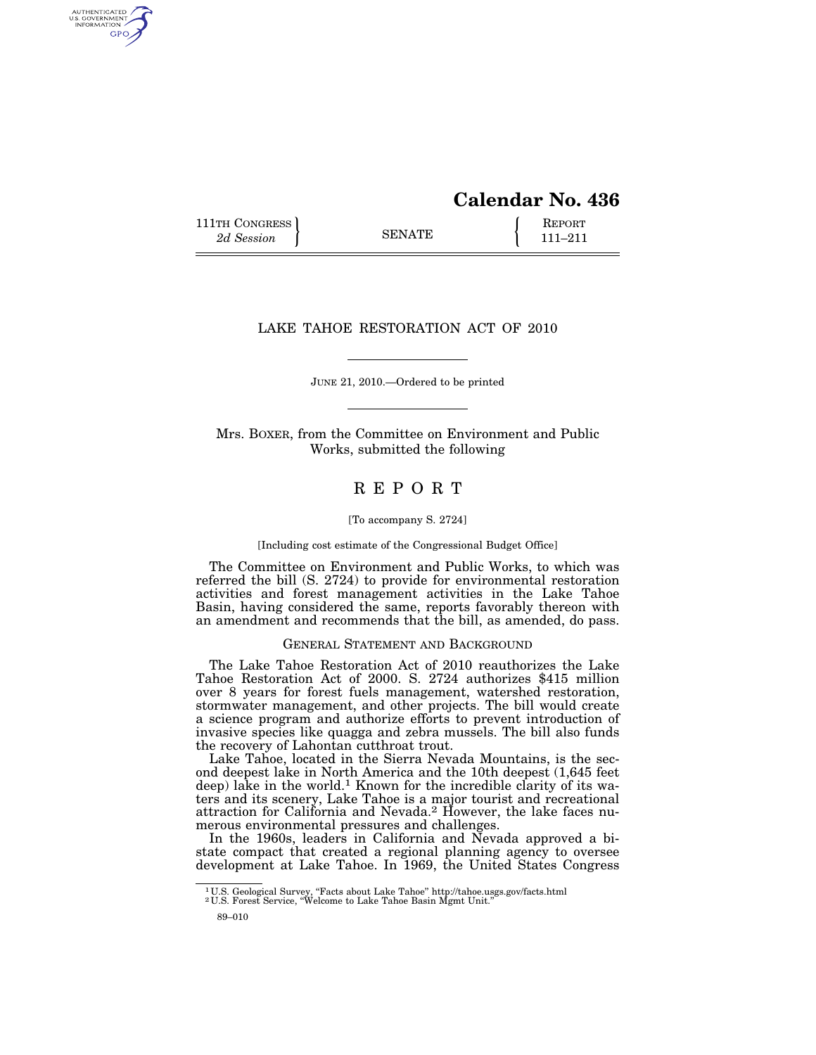# Calendar No. 436

111TH CONGRESS
2d Session

SENATE

REPORT
111–211

## LAKE TAHOE RESTORATION ACT OF 2010

JUNE 21, 2010.—Ordered to be printed

Mrs. BOXER, from the Committee on Environment and Public Works, submitted the following

# R E P O R T

[To accompany S. 2724]

[Including cost estimate of the Congressional Budget Office]

The Committee on Environment and Public Works, to which was referred the bill (S. 2724) to provide for environmental restoration activities and forest management activities in the Lake Tahoe Basin, having considered the same, reports favorably thereon with an amendment and recommends that the bill, as amended, do pass.

## GENERAL STATEMENT AND BACKGROUND

The Lake Tahoe Restoration Act of 2010 reauthorizes the Lake Tahoe Restoration Act of 2000. S. 2724 authorizes $415 million over 8 years for forest fuels management, watershed restoration, stormwater management, and other projects. The bill would create a science program and authorize efforts to prevent introduction of invasive species like quagga and zebra mussels. The bill also funds the recovery of Lahontan cutthroat trout.

Lake Tahoe, located in the Sierra Nevada Mountains, is the second deepest lake in North America and the 10th deepest (1,645 feet deep) lake in the world.[1] Known for the incredible clarity of its waters and its scenery, Lake Tahoe is a major tourist and recreational attraction for California and Nevada.[2] However, the lake faces numerous environmental pressures and challenges.

In the 1960s, leaders in California and Nevada approved a bistate compact that created a regional planning agency to oversee development at Lake Tahoe. In 1969, the United States Congress

[1] U.S. Geological Survey, "Facts about Lake Tahoe" http://tahoe.usgs.gov/facts.html
[2] U.S. Forest Service, "Welcome to Lake Tahoe Basin Mgmt Unit."

89–010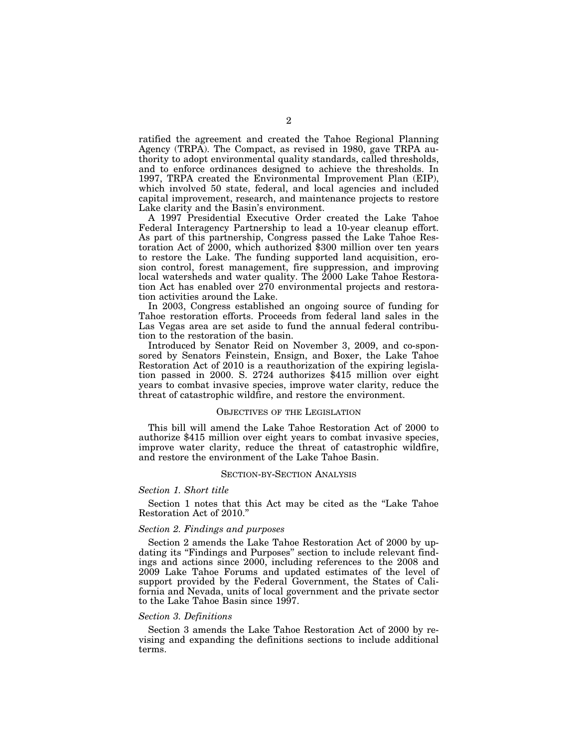ratified the agreement and created the Tahoe Regional Planning Agency (TRPA). The Compact, as revised in 1980, gave TRPA authority to adopt environmental quality standards, called thresholds, and to enforce ordinances designed to achieve the thresholds. In 1997, TRPA created the Environmental Improvement Plan (EIP), which involved 50 state, federal, and local agencies and included capital improvement, research, and maintenance projects to restore Lake clarity and the Basin's environment.

A 1997 Presidential Executive Order created the Lake Tahoe Federal Interagency Partnership to lead a 10-year cleanup effort. As part of this partnership, Congress passed the Lake Tahoe Restoration Act of 2000, which authorized $300 million over ten years to restore the Lake. The funding supported land acquisition, erosion control, forest management, fire suppression, and improving local watersheds and water quality. The 2000 Lake Tahoe Restoration Act has enabled over 270 environmental projects and restoration activities around the Lake.

In 2003, Congress established an ongoing source of funding for Tahoe restoration efforts. Proceeds from federal land sales in the Las Vegas area are set aside to fund the annual federal contribution to the restoration of the basin.

Introduced by Senator Reid on November 3, 2009, and co-sponsored by Senators Feinstein, Ensign, and Boxer, the Lake Tahoe Restoration Act of 2010 is a reauthorization of the expiring legislation passed in 2000. S. 2724 authorizes $415 million over eight years to combat invasive species, improve water clarity, reduce the threat of catastrophic wildfire, and restore the environment.

## OBJECTIVES OF THE LEGISLATION

This bill will amend the Lake Tahoe Restoration Act of 2000 to authorize $415 million over eight years to combat invasive species, improve water clarity, reduce the threat of catastrophic wildfire, and restore the environment of the Lake Tahoe Basin.

## SECTION-BY-SECTION ANALYSIS

### *Section 1. Short title*

Section 1 notes that this Act may be cited as the "Lake Tahoe Restoration Act of 2010."

### *Section 2. Findings and purposes*

Section 2 amends the Lake Tahoe Restoration Act of 2000 by updating its "Findings and Purposes" section to include relevant findings and actions since 2000, including references to the 2008 and 2009 Lake Tahoe Forums and updated estimates of the level of support provided by the Federal Government, the States of California and Nevada, units of local government and the private sector to the Lake Tahoe Basin since 1997.

### *Section 3. Definitions*

Section 3 amends the Lake Tahoe Restoration Act of 2000 by revising and expanding the definitions sections to include additional terms.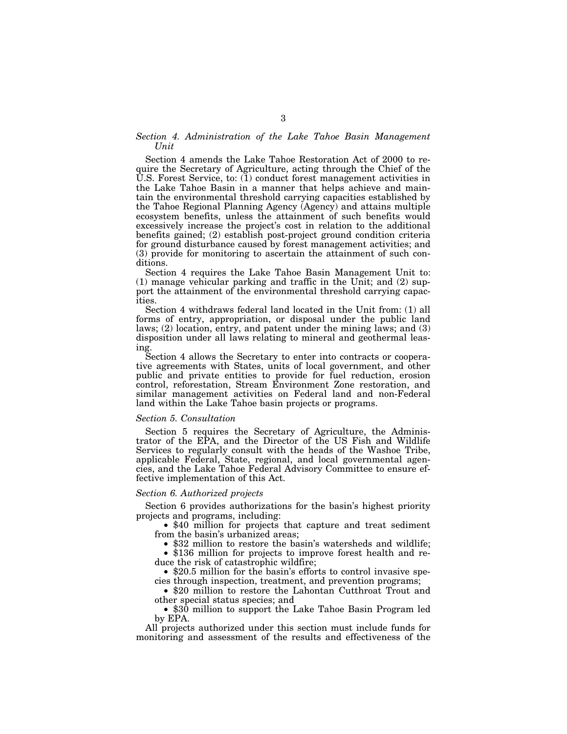*Section 4. Administration of the Lake Tahoe Basin Management Unit*

Section 4 amends the Lake Tahoe Restoration Act of 2000 to require the Secretary of Agriculture, acting through the Chief of the U.S. Forest Service, to: (1) conduct forest management activities in the Lake Tahoe Basin in a manner that helps achieve and maintain the environmental threshold carrying capacities established by the Tahoe Regional Planning Agency (Agency) and attains multiple ecosystem benefits, unless the attainment of such benefits would excessively increase the project's cost in relation to the additional benefits gained; (2) establish post-project ground condition criteria for ground disturbance caused by forest management activities; and (3) provide for monitoring to ascertain the attainment of such conditions.

Section 4 requires the Lake Tahoe Basin Management Unit to: (1) manage vehicular parking and traffic in the Unit; and (2) support the attainment of the environmental threshold carrying capacities.

Section 4 withdraws federal land located in the Unit from: (1) all forms of entry, appropriation, or disposal under the public land laws; (2) location, entry, and patent under the mining laws; and (3) disposition under all laws relating to mineral and geothermal leasing.

Section 4 allows the Secretary to enter into contracts or cooperative agreements with States, units of local government, and other public and private entities to provide for fuel reduction, erosion control, reforestation, Stream Environment Zone restoration, and similar management activities on Federal land and non-Federal land within the Lake Tahoe basin projects or programs.

*Section 5. Consultation*

Section 5 requires the Secretary of Agriculture, the Administrator of the EPA, and the Director of the US Fish and Wildlife Services to regularly consult with the heads of the Washoe Tribe, applicable Federal, State, regional, and local governmental agencies, and the Lake Tahoe Federal Advisory Committee to ensure effective implementation of this Act.

*Section 6. Authorized projects*

Section 6 provides authorizations for the basin's highest priority projects and programs, including:

- $40 million for projects that capture and treat sediment from the basin's urbanized areas;
- $32 million to restore the basin's watersheds and wildlife;
- $136 million for projects to improve forest health and reduce the risk of catastrophic wildfire;
- $20.5 million for the basin's efforts to control invasive species through inspection, treatment, and prevention programs;
- $20 million to restore the Lahontan Cutthroat Trout and other special status species; and
- $30 million to support the Lake Tahoe Basin Program led by EPA.

All projects authorized under this section must include funds for monitoring and assessment of the results and effectiveness of the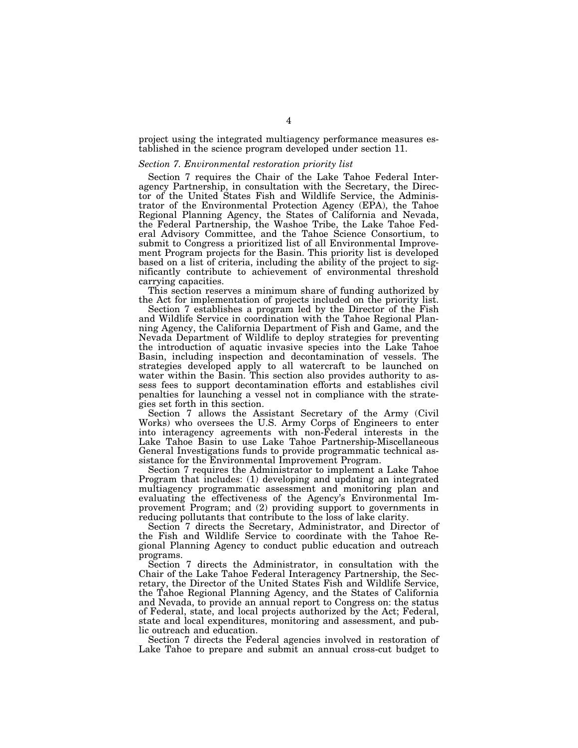project using the integrated multiagency performance measures established in the science program developed under section 11.

*Section 7. Environmental restoration priority list*

Section 7 requires the Chair of the Lake Tahoe Federal Interagency Partnership, in consultation with the Secretary, the Director of the United States Fish and Wildlife Service, the Administrator of the Environmental Protection Agency (EPA), the Tahoe Regional Planning Agency, the States of California and Nevada, the Federal Partnership, the Washoe Tribe, the Lake Tahoe Federal Advisory Committee, and the Tahoe Science Consortium, to submit to Congress a prioritized list of all Environmental Improvement Program projects for the Basin. This priority list is developed based on a list of criteria, including the ability of the project to significantly contribute to achievement of environmental threshold carrying capacities.

This section reserves a minimum share of funding authorized by the Act for implementation of projects included on the priority list.

Section 7 establishes a program led by the Director of the Fish and Wildlife Service in coordination with the Tahoe Regional Planning Agency, the California Department of Fish and Game, and the Nevada Department of Wildlife to deploy strategies for preventing the introduction of aquatic invasive species into the Lake Tahoe Basin, including inspection and decontamination of vessels. The strategies developed apply to all watercraft to be launched on water within the Basin. This section also provides authority to assess fees to support decontamination efforts and establishes civil penalties for launching a vessel not in compliance with the strategies set forth in this section.

Section 7 allows the Assistant Secretary of the Army (Civil Works) who oversees the U.S. Army Corps of Engineers to enter into interagency agreements with non-Federal interests in the Lake Tahoe Basin to use Lake Tahoe Partnership-Miscellaneous General Investigations funds to provide programmatic technical assistance for the Environmental Improvement Program.

Section 7 requires the Administrator to implement a Lake Tahoe Program that includes: (1) developing and updating an integrated multiagency programmatic assessment and monitoring plan and evaluating the effectiveness of the Agency's Environmental Improvement Program; and (2) providing support to governments in reducing pollutants that contribute to the loss of lake clarity.

Section 7 directs the Secretary, Administrator, and Director of the Fish and Wildlife Service to coordinate with the Tahoe Regional Planning Agency to conduct public education and outreach programs.

Section 7 directs the Administrator, in consultation with the Chair of the Lake Tahoe Federal Interagency Partnership, the Secretary, the Director of the United States Fish and Wildlife Service, the Tahoe Regional Planning Agency, and the States of California and Nevada, to provide an annual report to Congress on: the status of Federal, state, and local projects authorized by the Act; Federal, state and local expenditures, monitoring and assessment, and public outreach and education.

Section 7 directs the Federal agencies involved in restoration of Lake Tahoe to prepare and submit an annual cross-cut budget to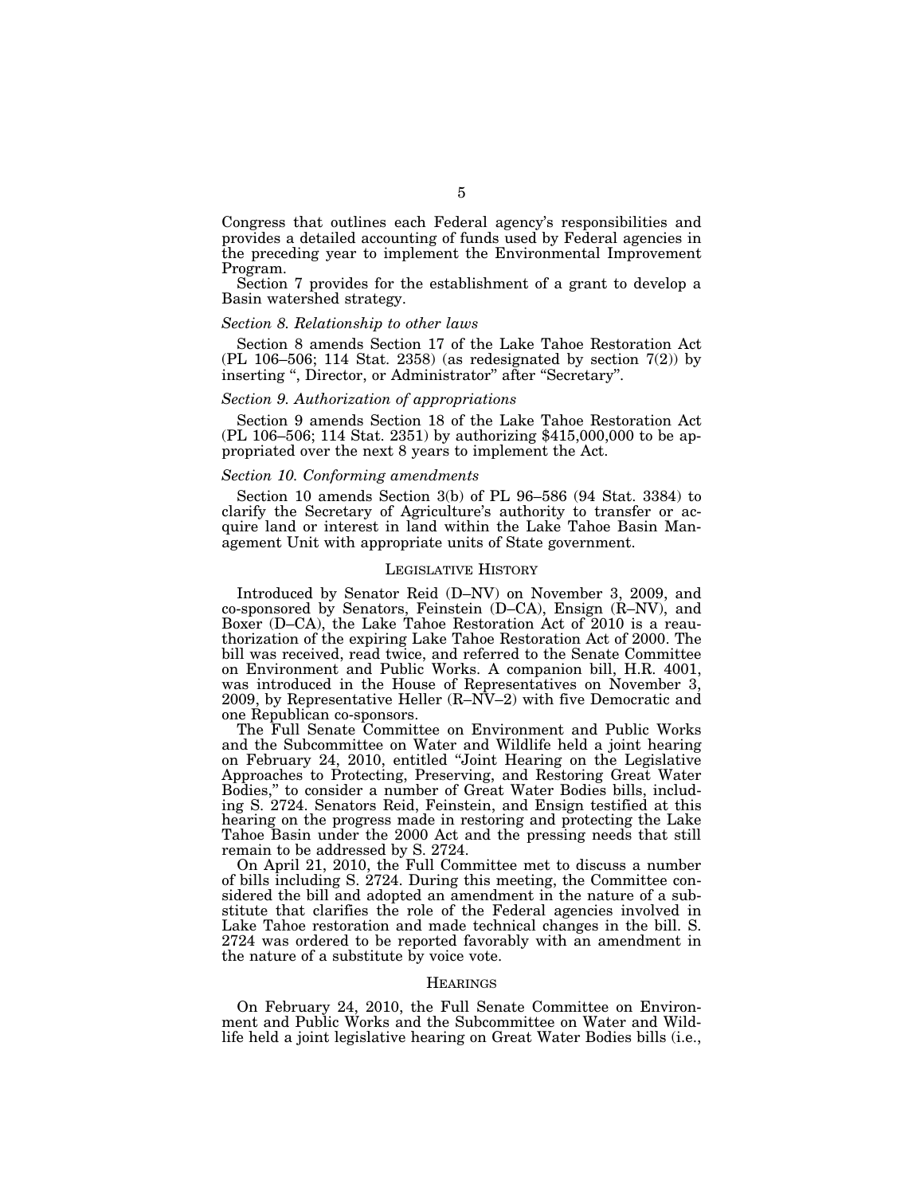Congress that outlines each Federal agency's responsibilities and provides a detailed accounting of funds used by Federal agencies in the preceding year to implement the Environmental Improvement Program.

Section 7 provides for the establishment of a grant to develop a Basin watershed strategy.

*Section 8. Relationship to other laws*

Section 8 amends Section 17 of the Lake Tahoe Restoration Act (PL 106–506; 114 Stat. 2358) (as redesignated by section 7(2)) by inserting ", Director, or Administrator" after "Secretary".

*Section 9. Authorization of appropriations*

Section 9 amends Section 18 of the Lake Tahoe Restoration Act (PL 106–506; 114 Stat. 2351) by authorizing $415,000,000 to be appropriated over the next 8 years to implement the Act.

*Section 10. Conforming amendments*

Section 10 amends Section 3(b) of PL 96–586 (94 Stat. 3384) to clarify the Secretary of Agriculture's authority to transfer or acquire land or interest in land within the Lake Tahoe Basin Management Unit with appropriate units of State government.

## LEGISLATIVE HISTORY

Introduced by Senator Reid (D–NV) on November 3, 2009, and co-sponsored by Senators, Feinstein (D–CA), Ensign (R–NV), and Boxer (D–CA), the Lake Tahoe Restoration Act of 2010 is a reauthorization of the expiring Lake Tahoe Restoration Act of 2000. The bill was received, read twice, and referred to the Senate Committee on Environment and Public Works. A companion bill, H.R. 4001, was introduced in the House of Representatives on November 3, 2009, by Representative Heller (R–NV–2) with five Democratic and one Republican co-sponsors.

The Full Senate Committee on Environment and Public Works and the Subcommittee on Water and Wildlife held a joint hearing on February 24, 2010, entitled "Joint Hearing on the Legislative Approaches to Protecting, Preserving, and Restoring Great Water Bodies," to consider a number of Great Water Bodies bills, including S. 2724. Senators Reid, Feinstein, and Ensign testified at this hearing on the progress made in restoring and protecting the Lake Tahoe Basin under the 2000 Act and the pressing needs that still remain to be addressed by S. 2724.

On April 21, 2010, the Full Committee met to discuss a number of bills including S. 2724. During this meeting, the Committee considered the bill and adopted an amendment in the nature of a substitute that clarifies the role of the Federal agencies involved in Lake Tahoe restoration and made technical changes in the bill. S. 2724 was ordered to be reported favorably with an amendment in the nature of a substitute by voice vote.

## HEARINGS

On February 24, 2010, the Full Senate Committee on Environment and Public Works and the Subcommittee on Water and Wildlife held a joint legislative hearing on Great Water Bodies bills (i.e.,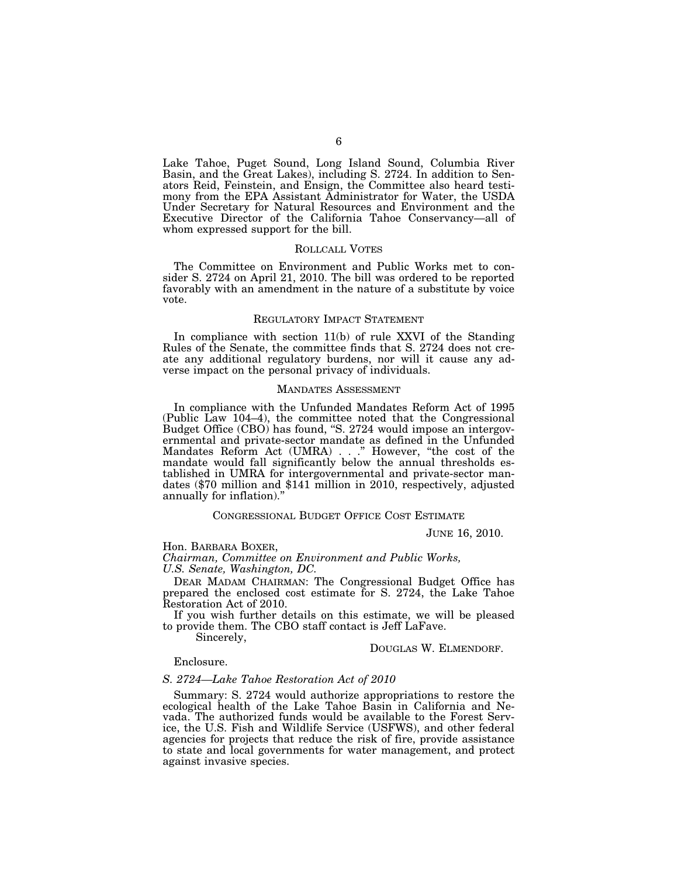Lake Tahoe, Puget Sound, Long Island Sound, Columbia River Basin, and the Great Lakes), including S. 2724. In addition to Senators Reid, Feinstein, and Ensign, the Committee also heard testimony from the EPA Assistant Administrator for Water, the USDA Under Secretary for Natural Resources and Environment and the Executive Director of the California Tahoe Conservancy—all of whom expressed support for the bill.

## ROLLCALL VOTES

The Committee on Environment and Public Works met to consider S. 2724 on April 21, 2010. The bill was ordered to be reported favorably with an amendment in the nature of a substitute by voice vote.

## REGULATORY IMPACT STATEMENT

In compliance with section 11(b) of rule XXVI of the Standing Rules of the Senate, the committee finds that S. 2724 does not create any additional regulatory burdens, nor will it cause any adverse impact on the personal privacy of individuals.

## MANDATES ASSESSMENT

In compliance with the Unfunded Mandates Reform Act of 1995 (Public Law 104–4), the committee noted that the Congressional Budget Office (CBO) has found, "S. 2724 would impose an intergovernmental and private-sector mandate as defined in the Unfunded Mandates Reform Act (UMRA) . . ." However, "the cost of the mandate would fall significantly below the annual thresholds established in UMRA for intergovernmental and private-sector mandates ($70 million and $141 million in 2010, respectively, adjusted annually for inflation)."

## CONGRESSIONAL BUDGET OFFICE COST ESTIMATE

JUNE 16, 2010.

Hon. BARBARA BOXER,
*Chairman, Committee on Environment and Public Works,*
*U.S. Senate, Washington, DC.*

DEAR MADAM CHAIRMAN: The Congressional Budget Office has prepared the enclosed cost estimate for S. 2724, the Lake Tahoe Restoration Act of 2010.

If you wish further details on this estimate, we will be pleased to provide them. The CBO staff contact is Jeff LaFave.

Sincerely,

DOUGLAS W. ELMENDORF.

Enclosure.

*S. 2724—Lake Tahoe Restoration Act of 2010*

Summary: S. 2724 would authorize appropriations to restore the ecological health of the Lake Tahoe Basin in California and Nevada. The authorized funds would be available to the Forest Service, the U.S. Fish and Wildlife Service (USFWS), and other federal agencies for projects that reduce the risk of fire, provide assistance to state and local governments for water management, and protect against invasive species.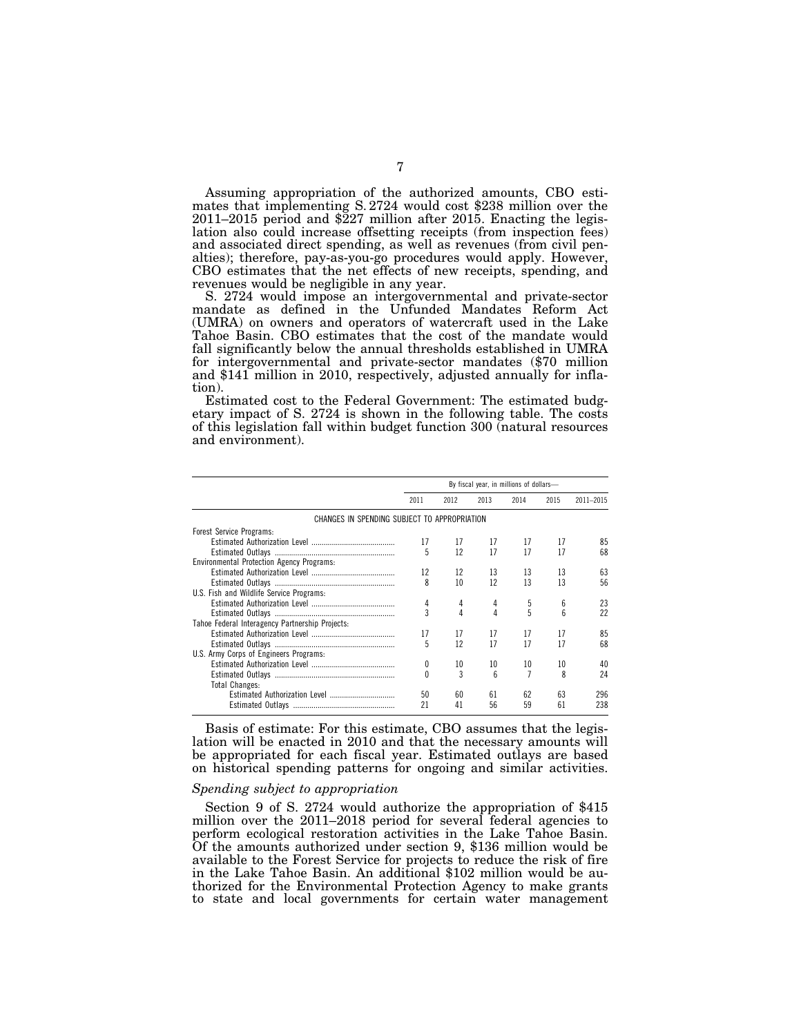Assuming appropriation of the authorized amounts, CBO estimates that implementing S. 2724 would cost $238 million over the 2011–2015 period and $227 million after 2015. Enacting the legislation also could increase offsetting receipts (from inspection fees) and associated direct spending, as well as revenues (from civil penalties); therefore, pay-as-you-go procedures would apply. However, CBO estimates that the net effects of new receipts, spending, and revenues would be negligible in any year.

S. 2724 would impose an intergovernmental and private-sector mandate as defined in the Unfunded Mandates Reform Act (UMRA) on owners and operators of watercraft used in the Lake Tahoe Basin. CBO estimates that the cost of the mandate would fall significantly below the annual thresholds established in UMRA for intergovernmental and private-sector mandates ($70 million and $141 million in 2010, respectively, adjusted annually for inflation).

Estimated cost to the Federal Government: The estimated budgetary impact of S. 2724 is shown in the following table. The costs of this legislation fall within budget function 300 (natural resources and environment).

| | By fiscal year, in millions of dollars— | | | | | |
|---|---|---|---|---|---|---|
| | 2011 | 2012 | 2013 | 2014 | 2015 | 2011–2015 |
| CHANGES IN SPENDING SUBJECT TO APPROPRIATION | | | | | | |
| Forest Service Programs: | | | | | | |
| Estimated Authorization Level | 17 | 17 | 17 | 17 | 17 | 85 |
| Estimated Outlays | 5 | 12 | 17 | 17 | 17 | 68 |
| Environmental Protection Agency Programs: | | | | | | |
| Estimated Authorization Level | 12 | 12 | 13 | 13 | 13 | 63 |
| Estimated Outlays | 8 | 10 | 12 | 13 | 13 | 56 |
| U.S. Fish and Wildlife Service Programs: | | | | | | |
| Estimated Authorization Level | 4 | 4 | 4 | 5 | 6 | 23 |
| Estimated Outlays | 3 | 4 | 4 | 5 | 6 | 22 |
| Tahoe Federal Interagency Partnership Projects: | | | | | | |
| Estimated Authorization Level | 17 | 17 | 17 | 17 | 17 | 85 |
| Estimated Outlays | 5 | 12 | 17 | 17 | 17 | 68 |
| U.S. Army Corps of Engineers Programs: | | | | | | |
| Estimated Authorization Level | 0 | 10 | 10 | 10 | 10 | 40 |
| Estimated Outlays | 0 | 3 | 6 | 7 | 8 | 24 |
| Total Changes: | | | | | | |
| Estimated Authorization Level | 50 | 60 | 61 | 62 | 63 | 296 |
| Estimated Outlays | 21 | 41 | 56 | 59 | 61 | 238 |

Basis of estimate: For this estimate, CBO assumes that the legislation will be enacted in 2010 and that the necessary amounts will be appropriated for each fiscal year. Estimated outlays are based on historical spending patterns for ongoing and similar activities.

*Spending subject to appropriation*

Section 9 of S. 2724 would authorize the appropriation of $415 million over the 2011–2018 period for several federal agencies to perform ecological restoration activities in the Lake Tahoe Basin. Of the amounts authorized under section 9, $136 million would be available to the Forest Service for projects to reduce the risk of fire in the Lake Tahoe Basin. An additional $102 million would be authorized for the Environmental Protection Agency to make grants to state and local governments for certain water management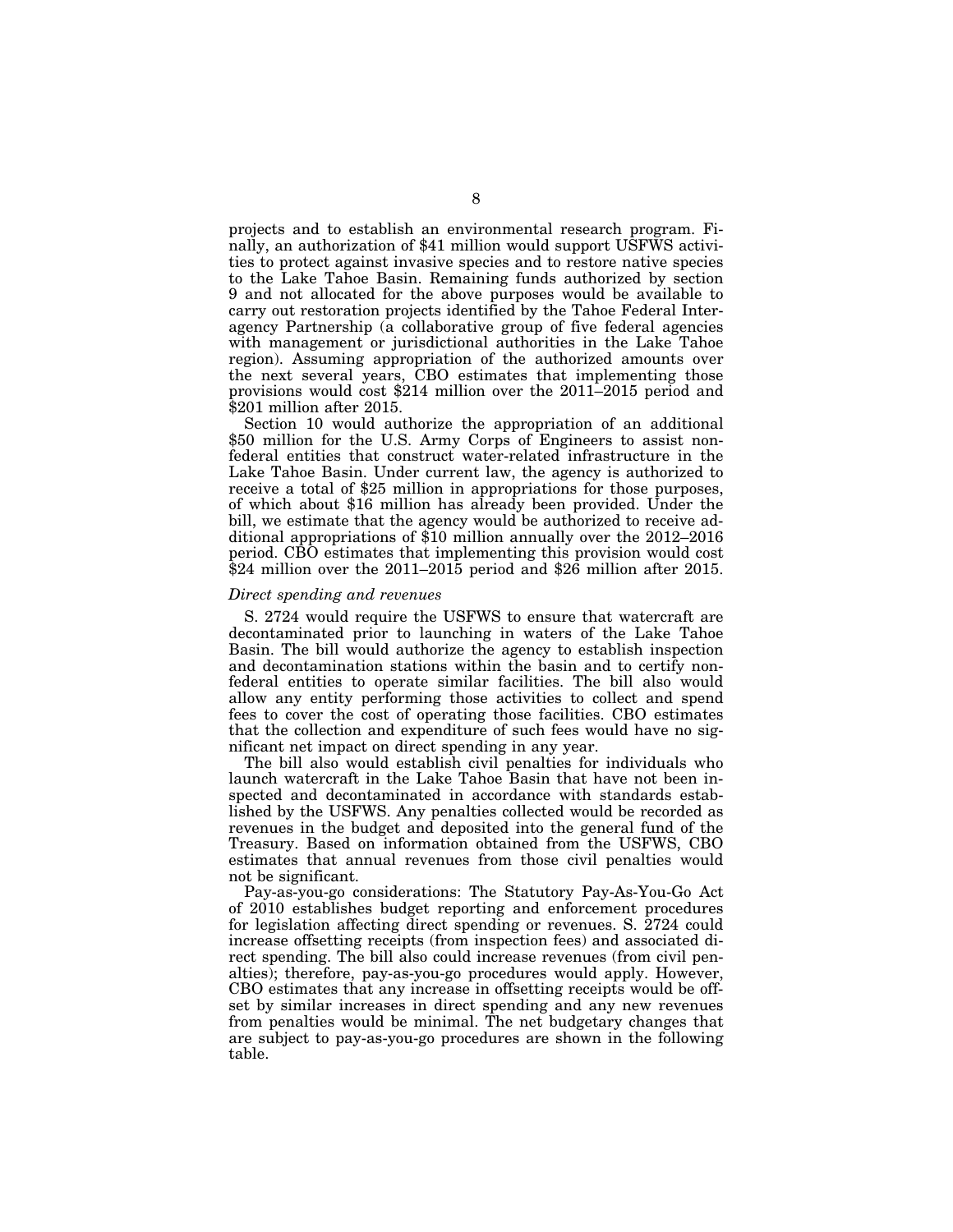projects and to establish an environmental research program. Finally, an authorization of $41 million would support USFWS activities to protect against invasive species and to restore native species to the Lake Tahoe Basin. Remaining funds authorized by section 9 and not allocated for the above purposes would be available to carry out restoration projects identified by the Tahoe Federal Interagency Partnership (a collaborative group of five federal agencies with management or jurisdictional authorities in the Lake Tahoe region). Assuming appropriation of the authorized amounts over the next several years, CBO estimates that implementing those provisions would cost $214 million over the 2011–2015 period and $201 million after 2015.

Section 10 would authorize the appropriation of an additional $50 million for the U.S. Army Corps of Engineers to assist nonfederal entities that construct water-related infrastructure in the Lake Tahoe Basin. Under current law, the agency is authorized to receive a total of $25 million in appropriations for those purposes, of which about $16 million has already been provided. Under the bill, we estimate that the agency would be authorized to receive additional appropriations of $10 million annually over the 2012–2016 period. CBO estimates that implementing this provision would cost $24 million over the 2011–2015 period and $26 million after 2015.

*Direct spending and revenues*

S. 2724 would require the USFWS to ensure that watercraft are decontaminated prior to launching in waters of the Lake Tahoe Basin. The bill would authorize the agency to establish inspection and decontamination stations within the basin and to certify nonfederal entities to operate similar facilities. The bill also would allow any entity performing those activities to collect and spend fees to cover the cost of operating those facilities. CBO estimates that the collection and expenditure of such fees would have no significant net impact on direct spending in any year.

The bill also would establish civil penalties for individuals who launch watercraft in the Lake Tahoe Basin that have not been inspected and decontaminated in accordance with standards established by the USFWS. Any penalties collected would be recorded as revenues in the budget and deposited into the general fund of the Treasury. Based on information obtained from the USFWS, CBO estimates that annual revenues from those civil penalties would not be significant.

Pay-as-you-go considerations: The Statutory Pay-As-You-Go Act of 2010 establishes budget reporting and enforcement procedures for legislation affecting direct spending or revenues. S. 2724 could increase offsetting receipts (from inspection fees) and associated direct spending. The bill also could increase revenues (from civil penalties); therefore, pay-as-you-go procedures would apply. However, CBO estimates that any increase in offsetting receipts would be offset by similar increases in direct spending and any new revenues from penalties would be minimal. The net budgetary changes that are subject to pay-as-you-go procedures are shown in the following table.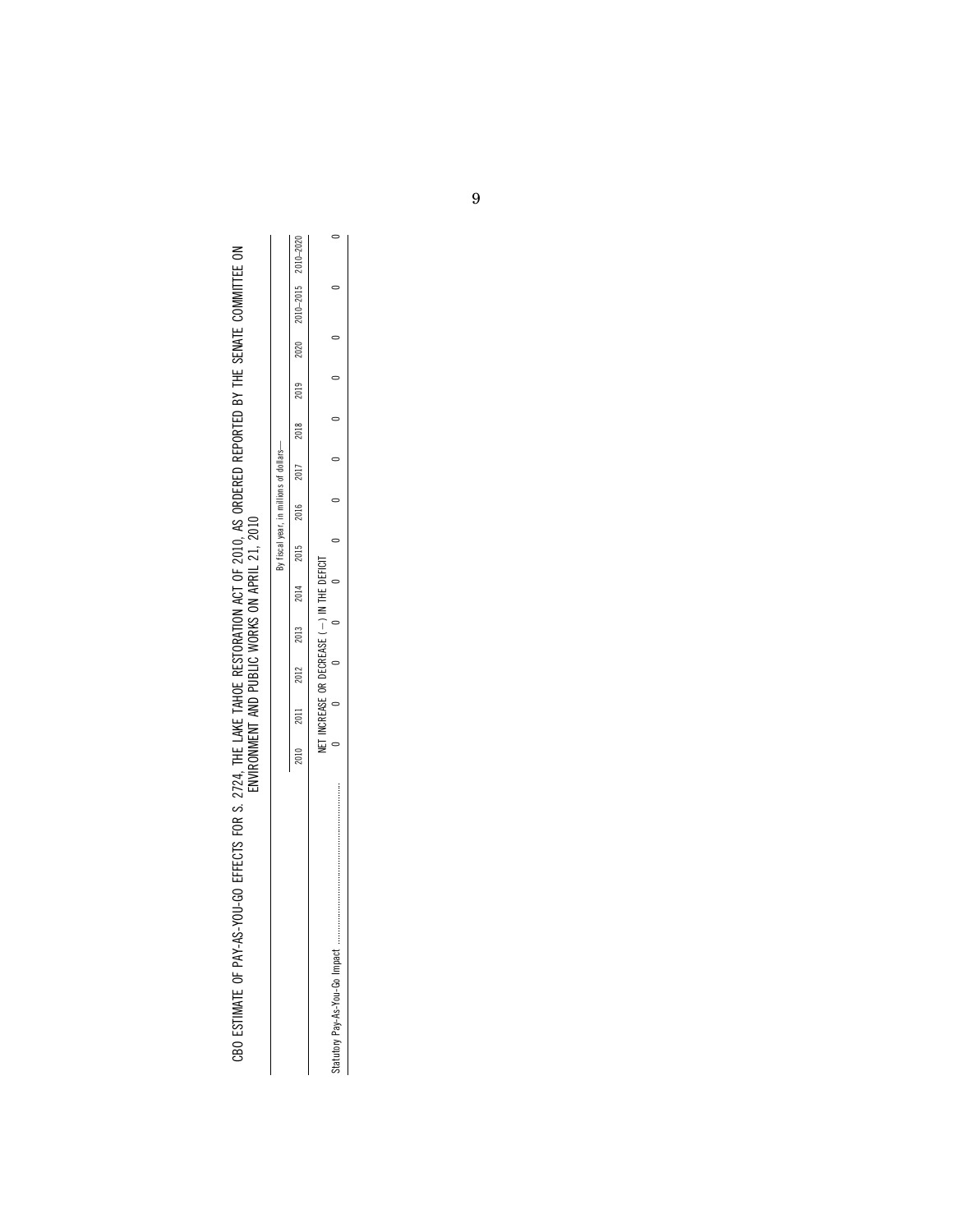CBO ESTIMATE OF PAY-AS-YOU-GO EFFECTS FOR S. 2724, THE LAKE TAHOE RESTORATION ACT OF 2010, AS ORDERED REPORTED BY THE SENATE COMMITTEE ON ENVIRONMENT AND PUBLIC WORKS ON APRIL 21, 2010

| | By fiscal year, in millions of dollars— | | | | | | | | | | | | |
|---|---|---|---|---|---|---|---|---|---|---|---|---|---|
| | 2010 | 2011 | 2012 | 2013 | 2014 | 2015 | 2016 | 2017 | 2018 | 2019 | 2020 | 2010–2015 | 2010–2020 |
| | NET INCREASE OR DECREASE (−) IN THE DEFICIT | | | | | | | | | | | | |
| Statutory Pay-As-You-Go Impact | 0 | 0 | 0 | 0 | 0 | 0 | 0 | 0 | 0 | 0 | 0 | 0 | 0 |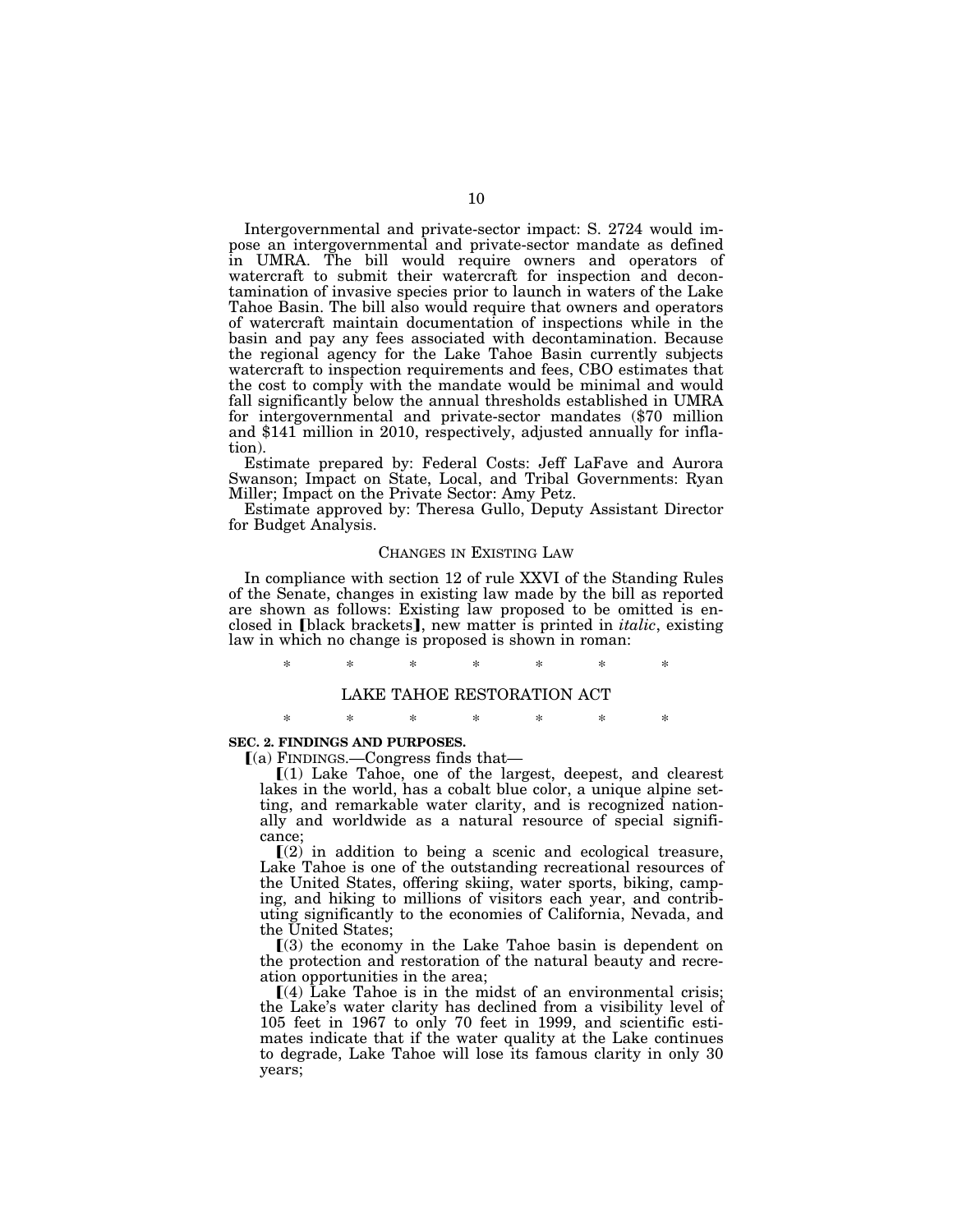Intergovernmental and private-sector impact: S. 2724 would impose an intergovernmental and private-sector mandate as defined in UMRA. The bill would require owners and operators of watercraft to submit their watercraft for inspection and decontamination of invasive species prior to launch in waters of the Lake Tahoe Basin. The bill also would require that owners and operators of watercraft maintain documentation of inspections while in the basin and pay any fees associated with decontamination. Because the regional agency for the Lake Tahoe Basin currently subjects watercraft to inspection requirements and fees, CBO estimates that the cost to comply with the mandate would be minimal and would fall significantly below the annual thresholds established in UMRA for intergovernmental and private-sector mandates ($70 million and $141 million in 2010, respectively, adjusted annually for inflation).

Estimate prepared by: Federal Costs: Jeff LaFave and Aurora Swanson; Impact on State, Local, and Tribal Governments: Ryan Miller; Impact on the Private Sector: Amy Petz.

Estimate approved by: Theresa Gullo, Deputy Assistant Director for Budget Analysis.

## CHANGES IN EXISTING LAW

In compliance with section 12 of rule XXVI of the Standing Rules of the Senate, changes in existing law made by the bill as reported are shown as follows: Existing law proposed to be omitted is enclosed in ⟦black brackets⟧, new matter is printed in *italic*, existing law in which no change is proposed is shown in roman:

\* \* \* \* \* \* \*

## LAKE TAHOE RESTORATION ACT

\* \* \* \* \* \* \*

**SEC. 2. FINDINGS AND PURPOSES.**

⟦(a) FINDINGS.—Congress finds that—

⟦(1) Lake Tahoe, one of the largest, deepest, and clearest lakes in the world, has a cobalt blue color, a unique alpine setting, and remarkable water clarity, and is recognized nationally and worldwide as a natural resource of special significance;

⟦(2) in addition to being a scenic and ecological treasure, Lake Tahoe is one of the outstanding recreational resources of the United States, offering skiing, water sports, biking, camping, and hiking to millions of visitors each year, and contributing significantly to the economies of California, Nevada, and the United States;

⟦(3) the economy in the Lake Tahoe basin is dependent on the protection and restoration of the natural beauty and recreation opportunities in the area;

⟦(4) Lake Tahoe is in the midst of an environmental crisis; the Lake's water clarity has declined from a visibility level of 105 feet in 1967 to only 70 feet in 1999, and scientific estimates indicate that if the water quality at the Lake continues to degrade, Lake Tahoe will lose its famous clarity in only 30 years;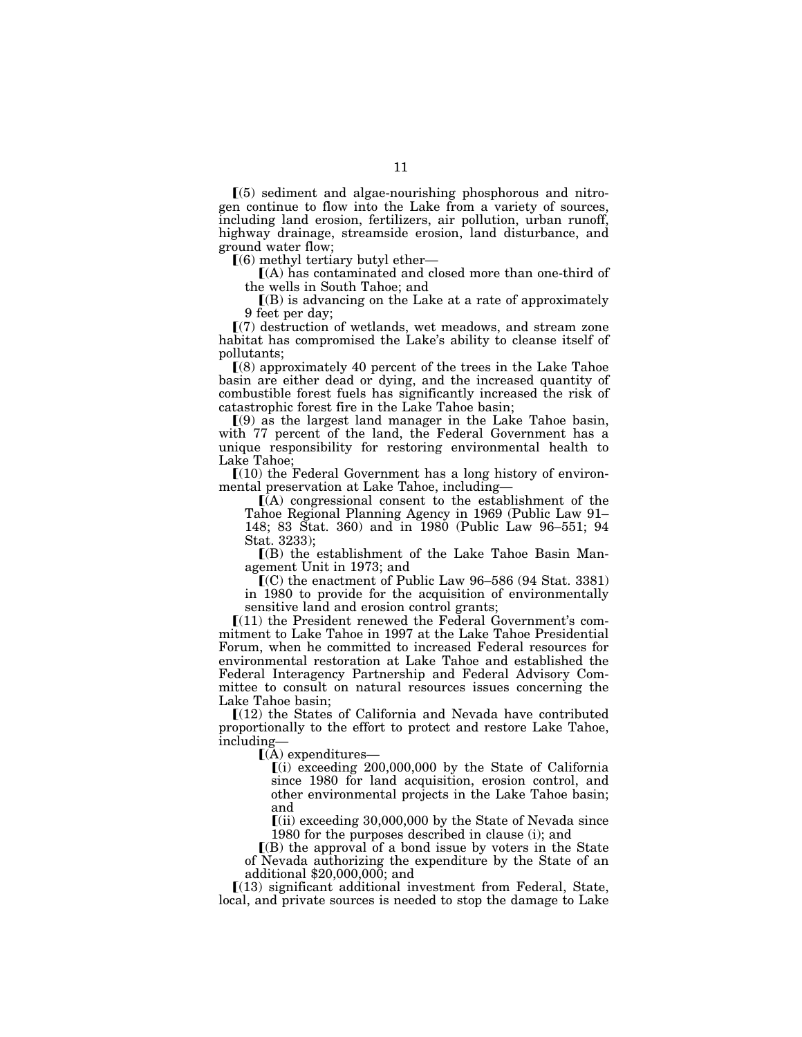⟦(5) sediment and algae-nourishing phosphorous and nitrogen continue to flow into the Lake from a variety of sources, including land erosion, fertilizers, air pollution, urban runoff, highway drainage, streamside erosion, land disturbance, and ground water flow;

⟦(6) methyl tertiary butyl ether—

⟦(A) has contaminated and closed more than one-third of the wells in South Tahoe; and

⟦(B) is advancing on the Lake at a rate of approximately 9 feet per day;

⟦(7) destruction of wetlands, wet meadows, and stream zone habitat has compromised the Lake's ability to cleanse itself of pollutants;

⟦(8) approximately 40 percent of the trees in the Lake Tahoe basin are either dead or dying, and the increased quantity of combustible forest fuels has significantly increased the risk of catastrophic forest fire in the Lake Tahoe basin;

⟦(9) as the largest land manager in the Lake Tahoe basin, with 77 percent of the land, the Federal Government has a unique responsibility for restoring environmental health to Lake Tahoe;

⟦(10) the Federal Government has a long history of environmental preservation at Lake Tahoe, including—

⟦(A) congressional consent to the establishment of the Tahoe Regional Planning Agency in 1969 (Public Law 91–148; 83 Stat. 360) and in 1980 (Public Law 96–551; 94 Stat. 3233);

⟦(B) the establishment of the Lake Tahoe Basin Management Unit in 1973; and

⟦(C) the enactment of Public Law 96–586 (94 Stat. 3381) in 1980 to provide for the acquisition of environmentally sensitive land and erosion control grants;

⟦(11) the President renewed the Federal Government's commitment to Lake Tahoe in 1997 at the Lake Tahoe Presidential Forum, when he committed to increased Federal resources for environmental restoration at Lake Tahoe and established the Federal Interagency Partnership and Federal Advisory Committee to consult on natural resources issues concerning the Lake Tahoe basin;

⟦(12) the States of California and Nevada have contributed proportionally to the effort to protect and restore Lake Tahoe, including—

⟦(A) expenditures—

⟦(i) exceeding 200,000,000 by the State of California since 1980 for land acquisition, erosion control, and other environmental projects in the Lake Tahoe basin; and

⟦(ii) exceeding 30,000,000 by the State of Nevada since 1980 for the purposes described in clause (i); and

⟦(B) the approval of a bond issue by voters in the State of Nevada authorizing the expenditure by the State of an additional $20,000,000; and

⟦(13) significant additional investment from Federal, State, local, and private sources is needed to stop the damage to Lake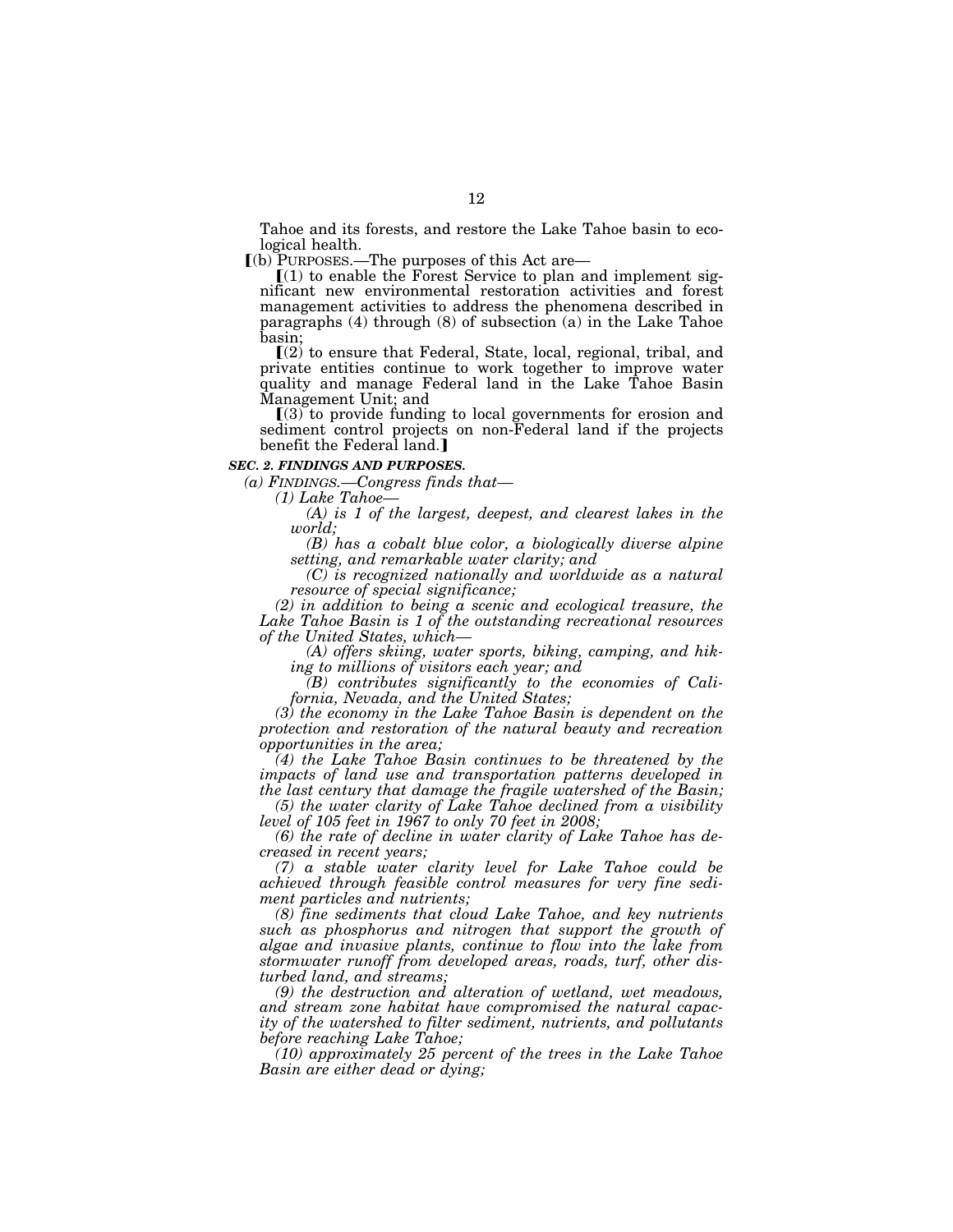Tahoe and its forests, and restore the Lake Tahoe basin to ecological health.

【(b) PURPOSES.—The purposes of this Act are—

【(1) to enable the Forest Service to plan and implement significant new environmental restoration activities and forest management activities to address the phenomena described in paragraphs (4) through (8) of subsection (a) in the Lake Tahoe basin;

【(2) to ensure that Federal, State, local, regional, tribal, and private entities continue to work together to improve water quality and manage Federal land in the Lake Tahoe Basin Management Unit; and

【(3) to provide funding to local governments for erosion and sediment control projects on non-Federal land if the projects benefit the Federal land.】

***SEC. 2. FINDINGS AND PURPOSES.***

*(a) FINDINGS.—Congress finds that—*

*(1) Lake Tahoe—*

*(A) is 1 of the largest, deepest, and clearest lakes in the world;*

*(B) has a cobalt blue color, a biologically diverse alpine setting, and remarkable water clarity; and*

*(C) is recognized nationally and worldwide as a natural resource of special significance;*

*(2) in addition to being a scenic and ecological treasure, the Lake Tahoe Basin is 1 of the outstanding recreational resources of the United States, which—*

*(A) offers skiing, water sports, biking, camping, and hiking to millions of visitors each year; and*

*(B) contributes significantly to the economies of California, Nevada, and the United States;*

*(3) the economy in the Lake Tahoe Basin is dependent on the protection and restoration of the natural beauty and recreation opportunities in the area;*

*(4) the Lake Tahoe Basin continues to be threatened by the impacts of land use and transportation patterns developed in the last century that damage the fragile watershed of the Basin;*

*(5) the water clarity of Lake Tahoe declined from a visibility level of 105 feet in 1967 to only 70 feet in 2008;*

*(6) the rate of decline in water clarity of Lake Tahoe has decreased in recent years;*

*(7) a stable water clarity level for Lake Tahoe could be achieved through feasible control measures for very fine sediment particles and nutrients;*

*(8) fine sediments that cloud Lake Tahoe, and key nutrients such as phosphorus and nitrogen that support the growth of algae and invasive plants, continue to flow into the lake from stormwater runoff from developed areas, roads, turf, other disturbed land, and streams;*

*(9) the destruction and alteration of wetland, wet meadows, and stream zone habitat have compromised the natural capacity of the watershed to filter sediment, nutrients, and pollutants before reaching Lake Tahoe;*

*(10) approximately 25 percent of the trees in the Lake Tahoe Basin are either dead or dying;*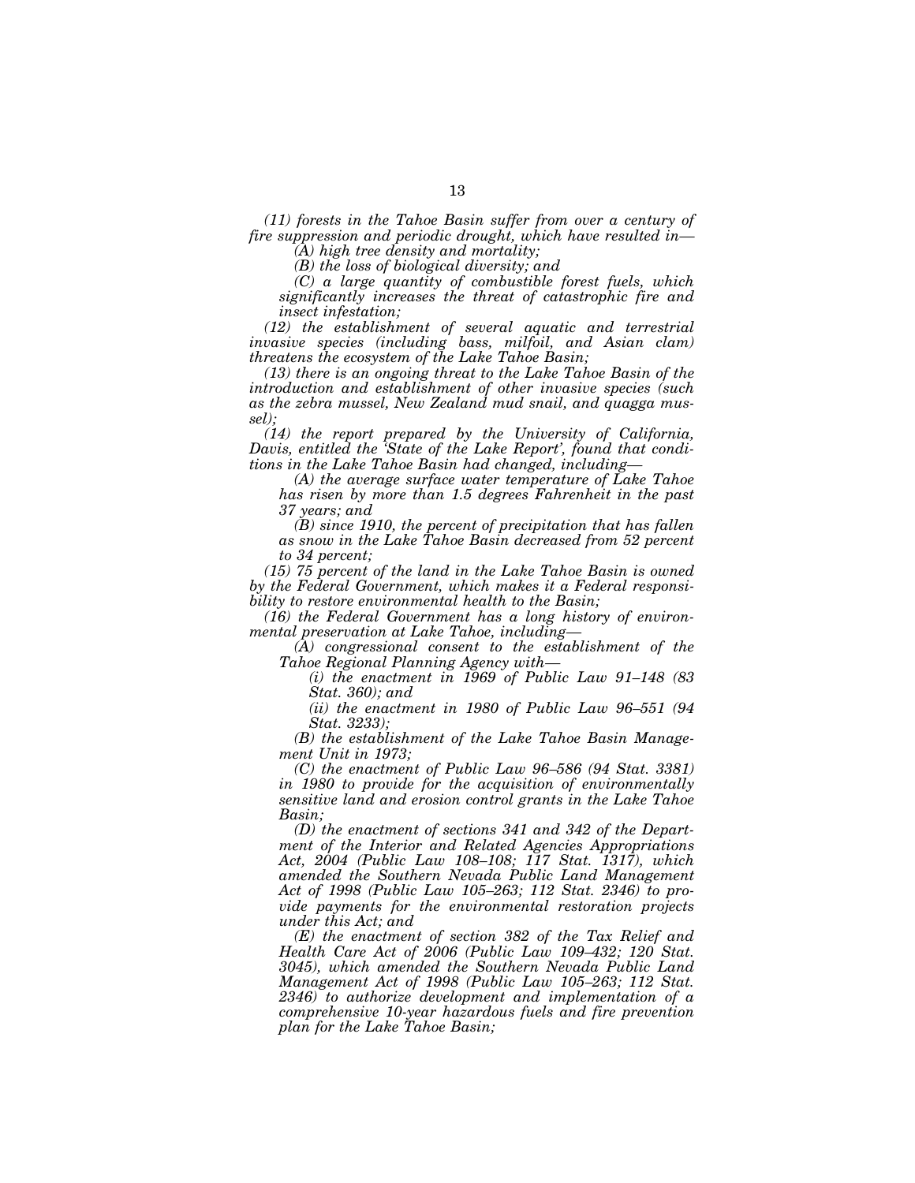*(11) forests in the Tahoe Basin suffer from over a century of fire suppression and periodic drought, which have resulted in—*

*(A) high tree density and mortality;*

*(B) the loss of biological diversity; and*

*(C) a large quantity of combustible forest fuels, which significantly increases the threat of catastrophic fire and insect infestation;*

*(12) the establishment of several aquatic and terrestrial invasive species (including bass, milfoil, and Asian clam) threatens the ecosystem of the Lake Tahoe Basin;*

*(13) there is an ongoing threat to the Lake Tahoe Basin of the introduction and establishment of other invasive species (such as the zebra mussel, New Zealand mud snail, and quagga mussel);*

*(14) the report prepared by the University of California, Davis, entitled the 'State of the Lake Report', found that conditions in the Lake Tahoe Basin had changed, including—*

*(A) the average surface water temperature of Lake Tahoe has risen by more than 1.5 degrees Fahrenheit in the past 37 years; and*

*(B) since 1910, the percent of precipitation that has fallen as snow in the Lake Tahoe Basin decreased from 52 percent to 34 percent;*

*(15) 75 percent of the land in the Lake Tahoe Basin is owned by the Federal Government, which makes it a Federal responsibility to restore environmental health to the Basin;*

*(16) the Federal Government has a long history of environmental preservation at Lake Tahoe, including—*

*(A) congressional consent to the establishment of the Tahoe Regional Planning Agency with—*

*(i) the enactment in 1969 of Public Law 91–148 (83 Stat. 360); and*

*(ii) the enactment in 1980 of Public Law 96–551 (94 Stat. 3233);*

*(B) the establishment of the Lake Tahoe Basin Management Unit in 1973;*

*(C) the enactment of Public Law 96–586 (94 Stat. 3381) in 1980 to provide for the acquisition of environmentally sensitive land and erosion control grants in the Lake Tahoe Basin;*

*(D) the enactment of sections 341 and 342 of the Department of the Interior and Related Agencies Appropriations Act, 2004 (Public Law 108–108; 117 Stat. 1317), which amended the Southern Nevada Public Land Management Act of 1998 (Public Law 105–263; 112 Stat. 2346) to provide payments for the environmental restoration projects under this Act; and*

*(E) the enactment of section 382 of the Tax Relief and Health Care Act of 2006 (Public Law 109–432; 120 Stat. 3045), which amended the Southern Nevada Public Land Management Act of 1998 (Public Law 105–263; 112 Stat. 2346) to authorize development and implementation of a comprehensive 10-year hazardous fuels and fire prevention plan for the Lake Tahoe Basin;*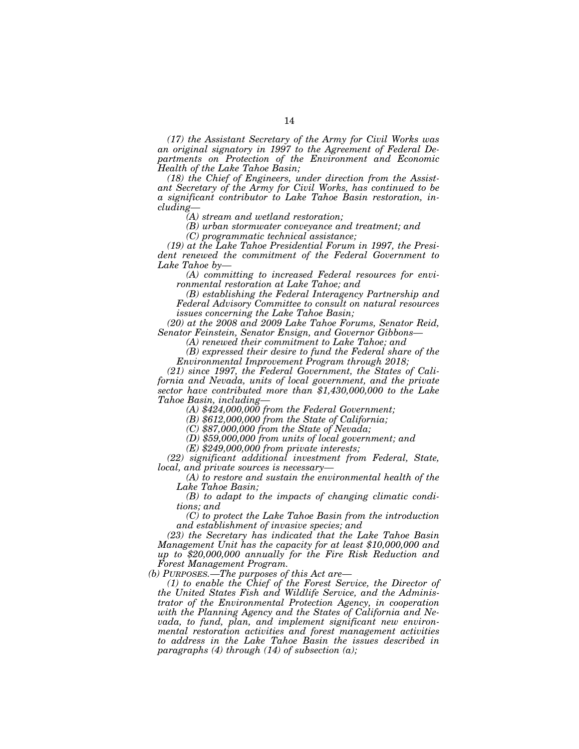*(17) the Assistant Secretary of the Army for Civil Works was an original signatory in 1997 to the Agreement of Federal Departments on Protection of the Environment and Economic Health of the Lake Tahoe Basin;*

*(18) the Chief of Engineers, under direction from the Assistant Secretary of the Army for Civil Works, has continued to be a significant contributor to Lake Tahoe Basin restoration, including—*

*(A) stream and wetland restoration;*

*(B) urban stormwater conveyance and treatment; and*

*(C) programmatic technical assistance;*

*(19) at the Lake Tahoe Presidential Forum in 1997, the President renewed the commitment of the Federal Government to Lake Tahoe by—*

*(A) committing to increased Federal resources for environmental restoration at Lake Tahoe; and*

*(B) establishing the Federal Interagency Partnership and Federal Advisory Committee to consult on natural resources issues concerning the Lake Tahoe Basin;*

*(20) at the 2008 and 2009 Lake Tahoe Forums, Senator Reid, Senator Feinstein, Senator Ensign, and Governor Gibbons—*

*(A) renewed their commitment to Lake Tahoe; and*

*(B) expressed their desire to fund the Federal share of the Environmental Improvement Program through 2018;*

*(21) since 1997, the Federal Government, the States of California and Nevada, units of local government, and the private sector have contributed more than $1,430,000,000 to the Lake Tahoe Basin, including—*

*(A) $424,000,000 from the Federal Government;*

*(B) $612,000,000 from the State of California;*

*(C) $87,000,000 from the State of Nevada;*

*(D) $59,000,000 from units of local government; and*

*(E) $249,000,000 from private interests;*

*(22) significant additional investment from Federal, State, local, and private sources is necessary—*

*(A) to restore and sustain the environmental health of the Lake Tahoe Basin;*

*(B) to adapt to the impacts of changing climatic conditions; and*

*(C) to protect the Lake Tahoe Basin from the introduction and establishment of invasive species; and*

*(23) the Secretary has indicated that the Lake Tahoe Basin Management Unit has the capacity for at least $10,000,000 and up to $20,000,000 annually for the Fire Risk Reduction and Forest Management Program.*

*(b) PURPOSES.—The purposes of this Act are—*

*(1) to enable the Chief of the Forest Service, the Director of the United States Fish and Wildlife Service, and the Administrator of the Environmental Protection Agency, in cooperation with the Planning Agency and the States of California and Nevada, to fund, plan, and implement significant new environmental restoration activities and forest management activities to address in the Lake Tahoe Basin the issues described in paragraphs (4) through (14) of subsection (a);*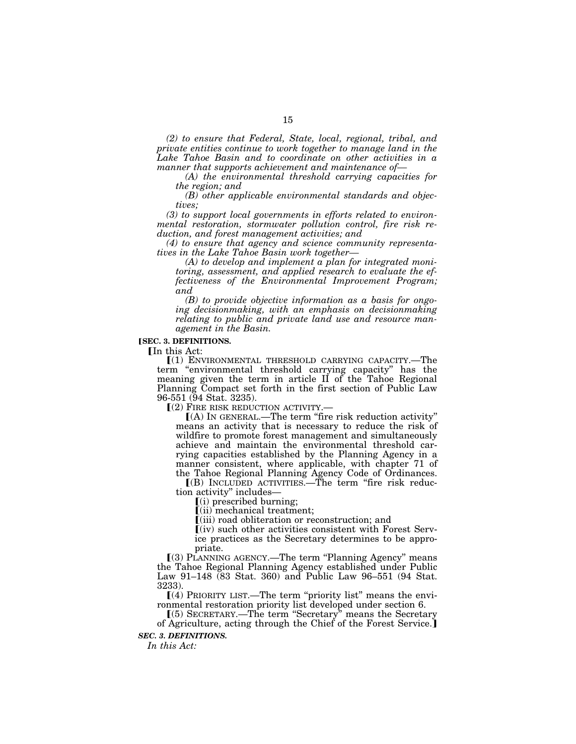*(2) to ensure that Federal, State, local, regional, tribal, and private entities continue to work together to manage land in the Lake Tahoe Basin and to coordinate on other activities in a manner that supports achievement and maintenance of—*

*(A) the environmental threshold carrying capacities for the region; and*

*(B) other applicable environmental standards and objectives;*

*(3) to support local governments in efforts related to environmental restoration, stormwater pollution control, fire risk reduction, and forest management activities; and*

*(4) to ensure that agency and science community representatives in the Lake Tahoe Basin work together—*

*(A) to develop and implement a plan for integrated monitoring, assessment, and applied research to evaluate the effectiveness of the Environmental Improvement Program; and*

*(B) to provide objective information as a basis for ongoing decisionmaking, with an emphasis on decisionmaking relating to public and private land use and resource management in the Basin.*

**[SEC. 3. DEFINITIONS.**

[In this Act:

[(1) ENVIRONMENTAL THRESHOLD CARRYING CAPACITY.—The term "environmental threshold carrying capacity" has the meaning given the term in article II of the Tahoe Regional Planning Compact set forth in the first section of Public Law 96-551 (94 Stat. 3235).

[(2) FIRE RISK REDUCTION ACTIVITY.—

[(A) IN GENERAL.—The term "fire risk reduction activity" means an activity that is necessary to reduce the risk of wildfire to promote forest management and simultaneously achieve and maintain the environmental threshold carrying capacities established by the Planning Agency in a manner consistent, where applicable, with chapter 71 of the Tahoe Regional Planning Agency Code of Ordinances.

[(B) INCLUDED ACTIVITIES.—The term "fire risk reduction activity" includes—

[(i) prescribed burning;

[(ii) mechanical treatment;

[(iii) road obliteration or reconstruction; and

[(iv) such other activities consistent with Forest Service practices as the Secretary determines to be appropriate.

[(3) PLANNING AGENCY.—The term "Planning Agency" means the Tahoe Regional Planning Agency established under Public Law 91–148 (83 Stat. 360) and Public Law 96–551 (94 Stat. 3233).

[(4) PRIORITY LIST.—The term "priority list" means the environmental restoration priority list developed under section 6.

[(5) SECRETARY.—The term "Secretary" means the Secretary of Agriculture, acting through the Chief of the Forest Service.]

***SEC. 3. DEFINITIONS.***

*In this Act:*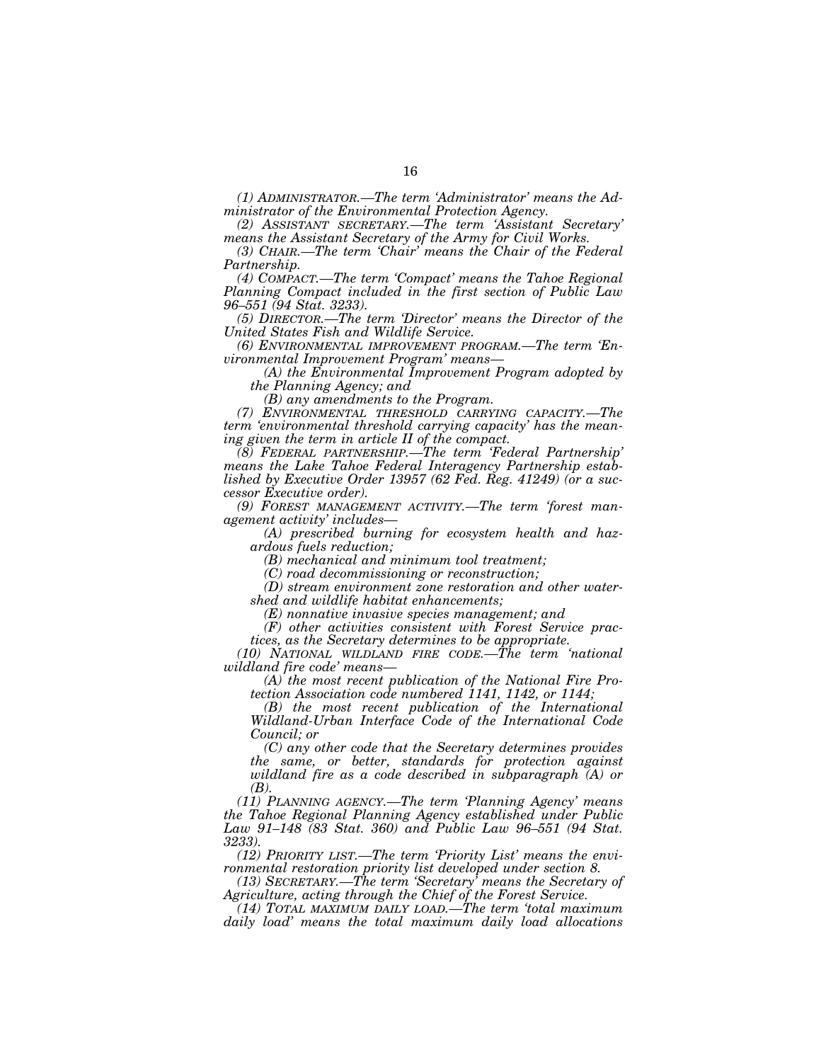*(1) ADMINISTRATOR.—The term 'Administrator' means the Administrator of the Environmental Protection Agency.*

*(2) ASSISTANT SECRETARY.—The term 'Assistant Secretary' means the Assistant Secretary of the Army for Civil Works.*

*(3) CHAIR.—The term 'Chair' means the Chair of the Federal Partnership.*

*(4) COMPACT.—The term 'Compact' means the Tahoe Regional Planning Compact included in the first section of Public Law 96–551 (94 Stat. 3233).*

*(5) DIRECTOR.—The term 'Director' means the Director of the United States Fish and Wildlife Service.*

*(6) ENVIRONMENTAL IMPROVEMENT PROGRAM.—The term 'Environmental Improvement Program' means—*

*(A) the Environmental Improvement Program adopted by the Planning Agency; and*

*(B) any amendments to the Program.*

*(7) ENVIRONMENTAL THRESHOLD CARRYING CAPACITY.—The term 'environmental threshold carrying capacity' has the meaning given the term in article II of the compact.*

*(8) FEDERAL PARTNERSHIP.—The term 'Federal Partnership' means the Lake Tahoe Federal Interagency Partnership established by Executive Order 13957 (62 Fed. Reg. 41249) (or a successor Executive order).*

*(9) FOREST MANAGEMENT ACTIVITY.—The term 'forest management activity' includes—*

*(A) prescribed burning for ecosystem health and hazardous fuels reduction;*

*(B) mechanical and minimum tool treatment;*

*(C) road decommissioning or reconstruction;*

*(D) stream environment zone restoration and other watershed and wildlife habitat enhancements;*

*(E) nonnative invasive species management; and*

*(F) other activities consistent with Forest Service practices, as the Secretary determines to be appropriate.*

*(10) NATIONAL WILDLAND FIRE CODE.—The term 'national wildland fire code' means—*

*(A) the most recent publication of the National Fire Protection Association code numbered 1141, 1142, or 1144;*

*(B) the most recent publication of the International Wildland-Urban Interface Code of the International Code Council; or*

*(C) any other code that the Secretary determines provides the same, or better, standards for protection against wildland fire as a code described in subparagraph (A) or (B).*

*(11) PLANNING AGENCY.—The term 'Planning Agency' means the Tahoe Regional Planning Agency established under Public Law 91–148 (83 Stat. 360) and Public Law 96–551 (94 Stat. 3233).*

*(12) PRIORITY LIST.—The term 'Priority List' means the environmental restoration priority list developed under section 8.*

*(13) SECRETARY.—The term 'Secretary' means the Secretary of Agriculture, acting through the Chief of the Forest Service.*

*(14) TOTAL MAXIMUM DAILY LOAD.—The term 'total maximum daily load' means the total maximum daily load allocations*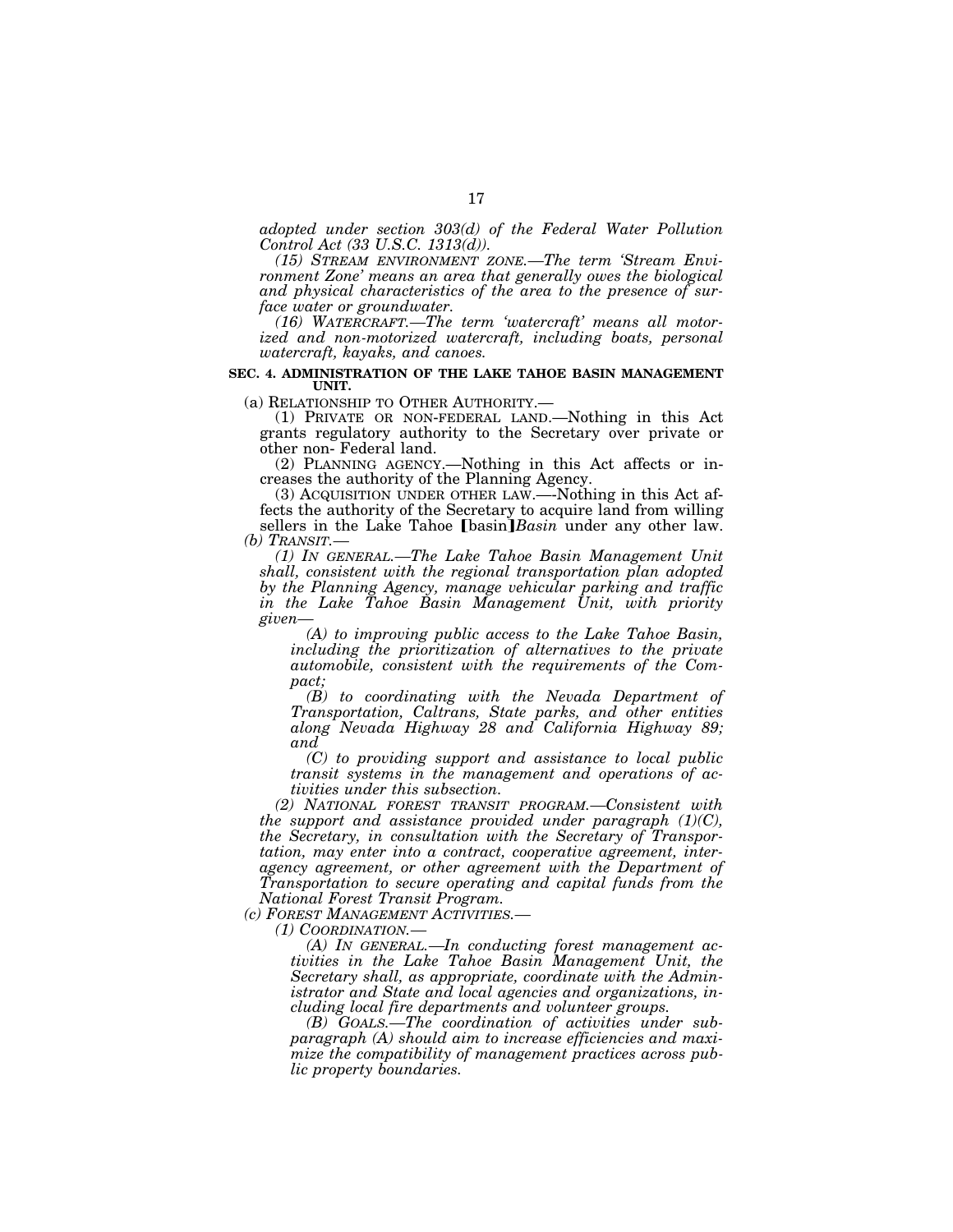*adopted under section 303(d) of the Federal Water Pollution Control Act (33 U.S.C. 1313(d)).*

*(15) STREAM ENVIRONMENT ZONE.—The term 'Stream Environment Zone' means an area that generally owes the biological and physical characteristics of the area to the presence of surface water or groundwater.*

*(16) WATERCRAFT.—The term 'watercraft' means all motorized and non-motorized watercraft, including boats, personal watercraft, kayaks, and canoes.*

**SEC. 4. ADMINISTRATION OF THE LAKE TAHOE BASIN MANAGEMENT UNIT.**

(a) RELATIONSHIP TO OTHER AUTHORITY.—

(1) PRIVATE OR NON-FEDERAL LAND.—Nothing in this Act grants regulatory authority to the Secretary over private or other non- Federal land.

(2) PLANNING AGENCY.—Nothing in this Act affects or increases the authority of the Planning Agency.

(3) ACQUISITION UNDER OTHER LAW.—-Nothing in this Act affects the authority of the Secretary to acquire land from willing sellers in the Lake Tahoe [basin]*Basin* under any other law.

*(b) TRANSIT.—*

*(1) IN GENERAL.—The Lake Tahoe Basin Management Unit shall, consistent with the regional transportation plan adopted by the Planning Agency, manage vehicular parking and traffic in the Lake Tahoe Basin Management Unit, with priority given—*

*(A) to improving public access to the Lake Tahoe Basin, including the prioritization of alternatives to the private automobile, consistent with the requirements of the Compact;*

*(B) to coordinating with the Nevada Department of Transportation, Caltrans, State parks, and other entities along Nevada Highway 28 and California Highway 89; and*

*(C) to providing support and assistance to local public transit systems in the management and operations of activities under this subsection.*

*(2) NATIONAL FOREST TRANSIT PROGRAM.—Consistent with the support and assistance provided under paragraph (1)(C), the Secretary, in consultation with the Secretary of Transportation, may enter into a contract, cooperative agreement, interagency agreement, or other agreement with the Department of Transportation to secure operating and capital funds from the National Forest Transit Program.*

*(c) FOREST MANAGEMENT ACTIVITIES.—*

*(1) COORDINATION.—*

*(A) IN GENERAL.—In conducting forest management activities in the Lake Tahoe Basin Management Unit, the Secretary shall, as appropriate, coordinate with the Administrator and State and local agencies and organizations, including local fire departments and volunteer groups.*

*(B) GOALS.—The coordination of activities under subparagraph (A) should aim to increase efficiencies and maximize the compatibility of management practices across public property boundaries.*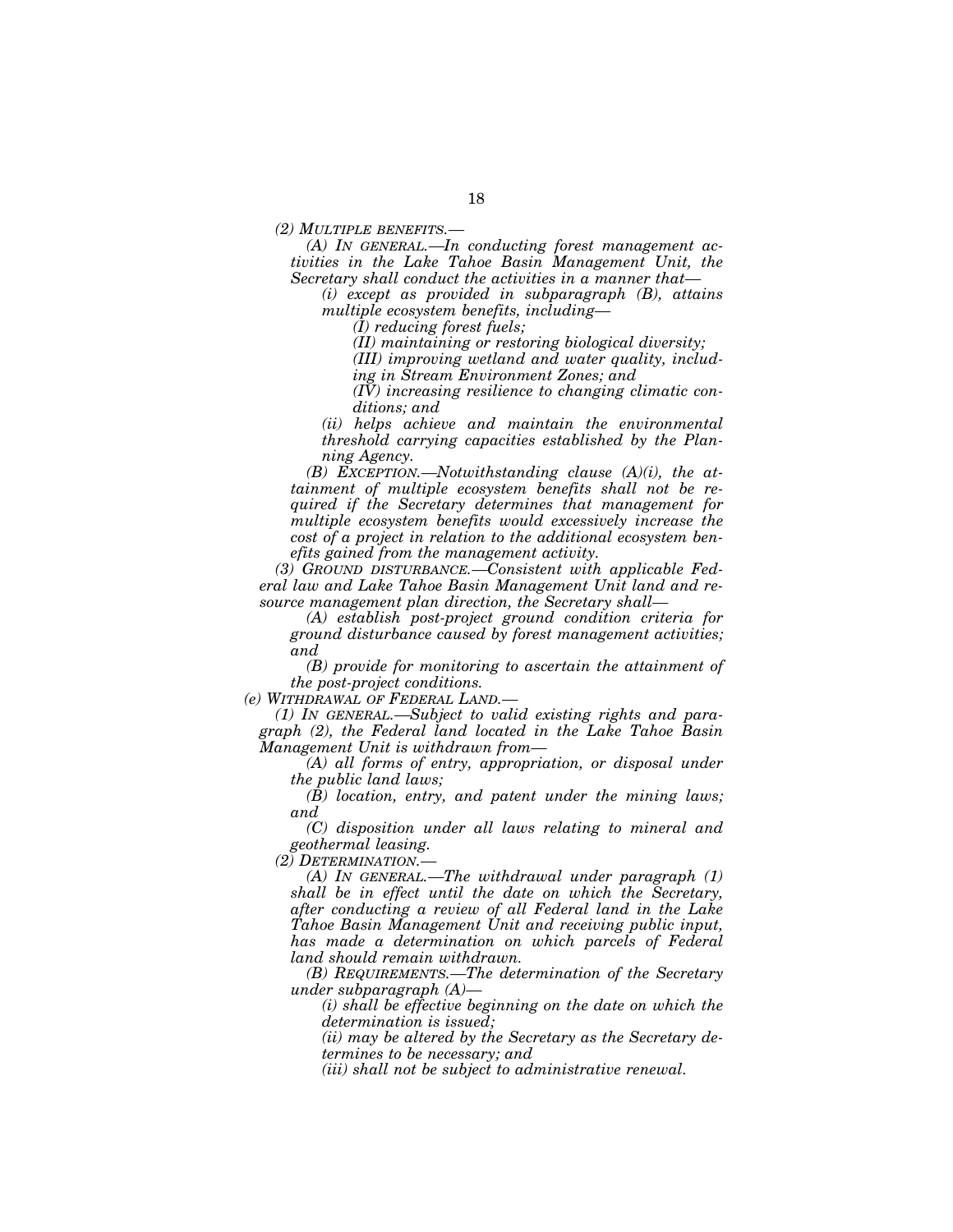*(2) MULTIPLE BENEFITS.—*

*(A) IN GENERAL.—In conducting forest management activities in the Lake Tahoe Basin Management Unit, the Secretary shall conduct the activities in a manner that—*

*(i) except as provided in subparagraph (B), attains multiple ecosystem benefits, including—*

*(I) reducing forest fuels;*

*(II) maintaining or restoring biological diversity;*

*(III) improving wetland and water quality, including in Stream Environment Zones; and*

*(IV) increasing resilience to changing climatic conditions; and*

*(ii) helps achieve and maintain the environmental threshold carrying capacities established by the Planning Agency.*

*(B) EXCEPTION.—Notwithstanding clause (A)(i), the attainment of multiple ecosystem benefits shall not be required if the Secretary determines that management for multiple ecosystem benefits would excessively increase the cost of a project in relation to the additional ecosystem benefits gained from the management activity.*

*(3) GROUND DISTURBANCE.—Consistent with applicable Federal law and Lake Tahoe Basin Management Unit land and resource management plan direction, the Secretary shall—*

*(A) establish post-project ground condition criteria for ground disturbance caused by forest management activities; and*

*(B) provide for monitoring to ascertain the attainment of the post-project conditions.*

*(e) WITHDRAWAL OF FEDERAL LAND.—*

*(1) IN GENERAL.—Subject to valid existing rights and paragraph (2), the Federal land located in the Lake Tahoe Basin Management Unit is withdrawn from—*

*(A) all forms of entry, appropriation, or disposal under the public land laws;*

*(B) location, entry, and patent under the mining laws; and*

*(C) disposition under all laws relating to mineral and geothermal leasing.*

*(2) DETERMINATION.—*

*(A) IN GENERAL.—The withdrawal under paragraph (1) shall be in effect until the date on which the Secretary, after conducting a review of all Federal land in the Lake Tahoe Basin Management Unit and receiving public input, has made a determination on which parcels of Federal land should remain withdrawn.*

*(B) REQUIREMENTS.—The determination of the Secretary under subparagraph (A)—*

*(i) shall be effective beginning on the date on which the determination is issued;*

*(ii) may be altered by the Secretary as the Secretary determines to be necessary; and*

*(iii) shall not be subject to administrative renewal.*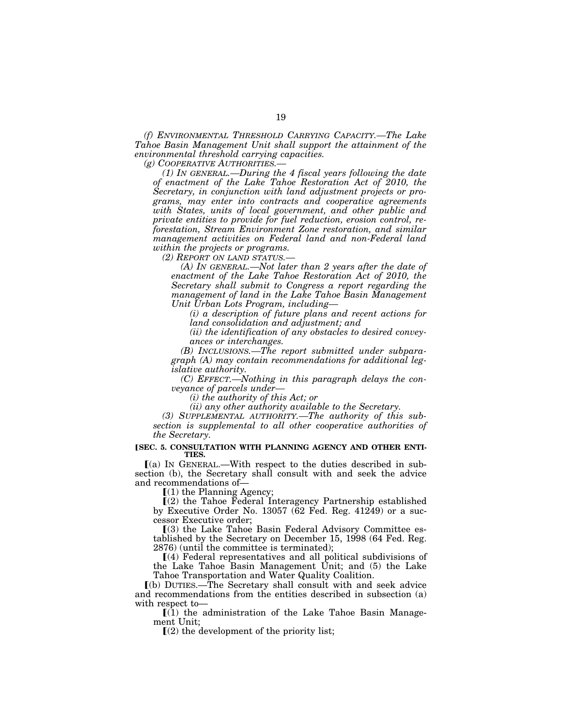*(f) ENVIRONMENTAL THRESHOLD CARRYING CAPACITY.—The Lake Tahoe Basin Management Unit shall support the attainment of the environmental threshold carrying capacities.*

*(g) COOPERATIVE AUTHORITIES.—*

*(1) IN GENERAL.—During the 4 fiscal years following the date of enactment of the Lake Tahoe Restoration Act of 2010, the Secretary, in conjunction with land adjustment projects or programs, may enter into contracts and cooperative agreements with States, units of local government, and other public and private entities to provide for fuel reduction, erosion control, reforestation, Stream Environment Zone restoration, and similar management activities on Federal land and non-Federal land within the projects or programs.*

*(2) REPORT ON LAND STATUS.—*

*(A) IN GENERAL.—Not later than 2 years after the date of enactment of the Lake Tahoe Restoration Act of 2010, the Secretary shall submit to Congress a report regarding the management of land in the Lake Tahoe Basin Management Unit Urban Lots Program, including—*

*(i) a description of future plans and recent actions for land consolidation and adjustment; and*

*(ii) the identification of any obstacles to desired conveyances or interchanges.*

*(B) INCLUSIONS.—The report submitted under subparagraph (A) may contain recommendations for additional legislative authority.*

*(C) EFFECT.—Nothing in this paragraph delays the conveyance of parcels under—*

*(i) the authority of this Act; or*

*(ii) any other authority available to the Secretary.*

*(3) SUPPLEMENTAL AUTHORITY.—The authority of this subsection is supplemental to all other cooperative authorities of the Secretary.*

**[SEC. 5. CONSULTATION WITH PLANNING AGENCY AND OTHER ENTITIES.**

[(a) IN GENERAL.—With respect to the duties described in subsection (b), the Secretary shall consult with and seek the advice and recommendations of—

[(1) the Planning Agency;

[(2) the Tahoe Federal Interagency Partnership established by Executive Order No. 13057 (62 Fed. Reg. 41249) or a successor Executive order;

[(3) the Lake Tahoe Basin Federal Advisory Committee established by the Secretary on December 15, 1998 (64 Fed. Reg. 2876) (until the committee is terminated);

[(4) Federal representatives and all political subdivisions of the Lake Tahoe Basin Management Unit; and (5) the Lake Tahoe Transportation and Water Quality Coalition.

[(b) DUTIES.—The Secretary shall consult with and seek advice and recommendations from the entities described in subsection (a) with respect to—

[(1) the administration of the Lake Tahoe Basin Management Unit;

[(2) the development of the priority list;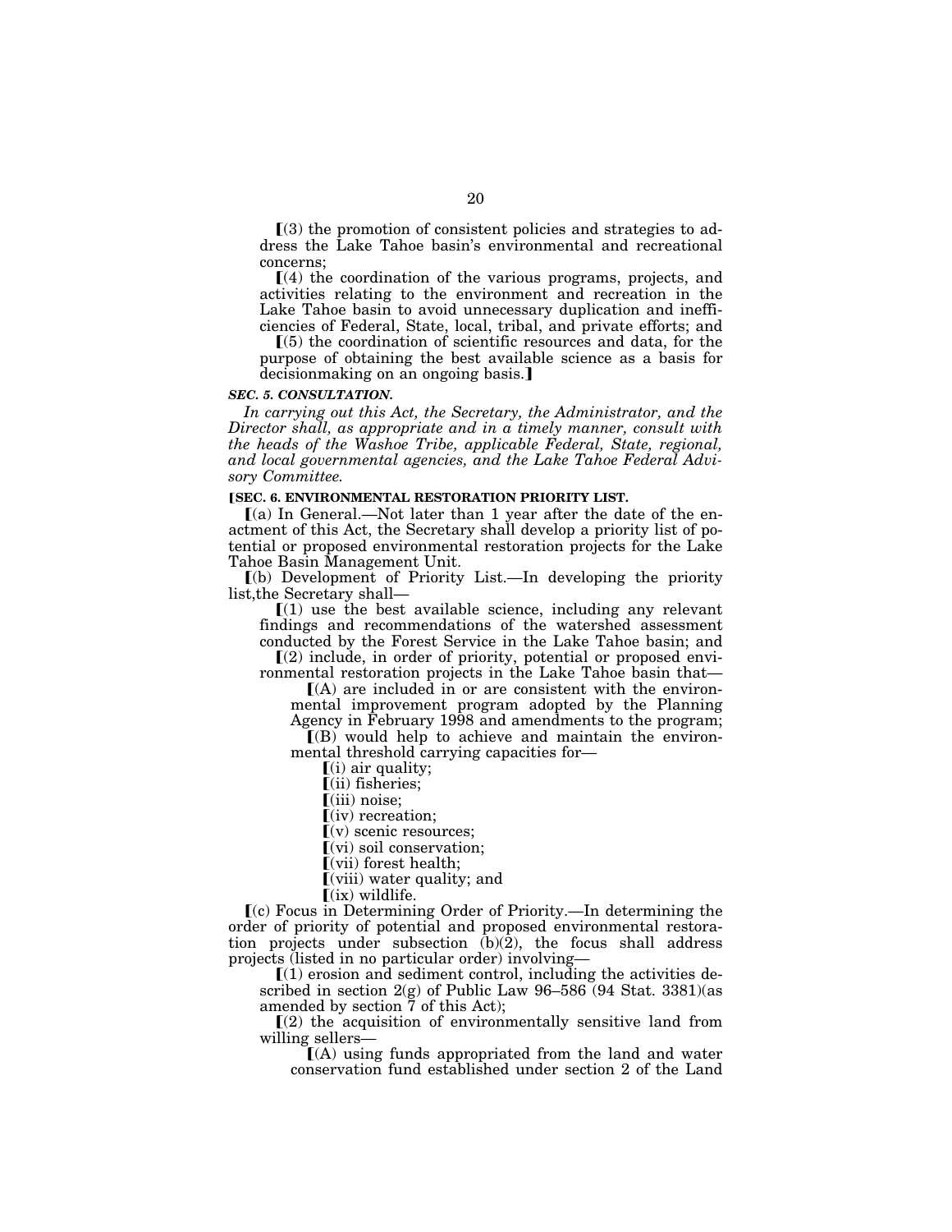⟦(3) the promotion of consistent policies and strategies to address the Lake Tahoe basin's environmental and recreational concerns;

⟦(4) the coordination of the various programs, projects, and activities relating to the environment and recreation in the Lake Tahoe basin to avoid unnecessary duplication and inefficiencies of Federal, State, local, tribal, and private efforts; and

⟦(5) the coordination of scientific resources and data, for the purpose of obtaining the best available science as a basis for decisionmaking on an ongoing basis.⟧

***SEC. 5. CONSULTATION.***

*In carrying out this Act, the Secretary, the Administrator, and the Director shall, as appropriate and in a timely manner, consult with the heads of the Washoe Tribe, applicable Federal, State, regional, and local governmental agencies, and the Lake Tahoe Federal Advisory Committee.*

**⟦SEC. 6. ENVIRONMENTAL RESTORATION PRIORITY LIST.**

⟦(a) In General.—Not later than 1 year after the date of the enactment of this Act, the Secretary shall develop a priority list of potential or proposed environmental restoration projects for the Lake Tahoe Basin Management Unit.

⟦(b) Development of Priority List.—In developing the priority list,the Secretary shall—

⟦(1) use the best available science, including any relevant findings and recommendations of the watershed assessment conducted by the Forest Service in the Lake Tahoe basin; and

⟦(2) include, in order of priority, potential or proposed environmental restoration projects in the Lake Tahoe basin that—

⟦(A) are included in or are consistent with the environmental improvement program adopted by the Planning Agency in February 1998 and amendments to the program;

⟦(B) would help to achieve and maintain the environmental threshold carrying capacities for—

⟦(i) air quality;

⟦(ii) fisheries;

⟦(iii) noise;

⟦(iv) recreation;

⟦(v) scenic resources;

⟦(vi) soil conservation;

⟦(vii) forest health;

⟦(viii) water quality; and

⟦(ix) wildlife.

⟦(c) Focus in Determining Order of Priority.—In determining the order of priority of potential and proposed environmental restoration projects under subsection (b)(2), the focus shall address projects (listed in no particular order) involving—

⟦(1) erosion and sediment control, including the activities described in section 2(g) of Public Law 96–586 (94 Stat. 3381)(as amended by section 7 of this Act);

⟦(2) the acquisition of environmentally sensitive land from willing sellers—

⟦(A) using funds appropriated from the land and water conservation fund established under section 2 of the Land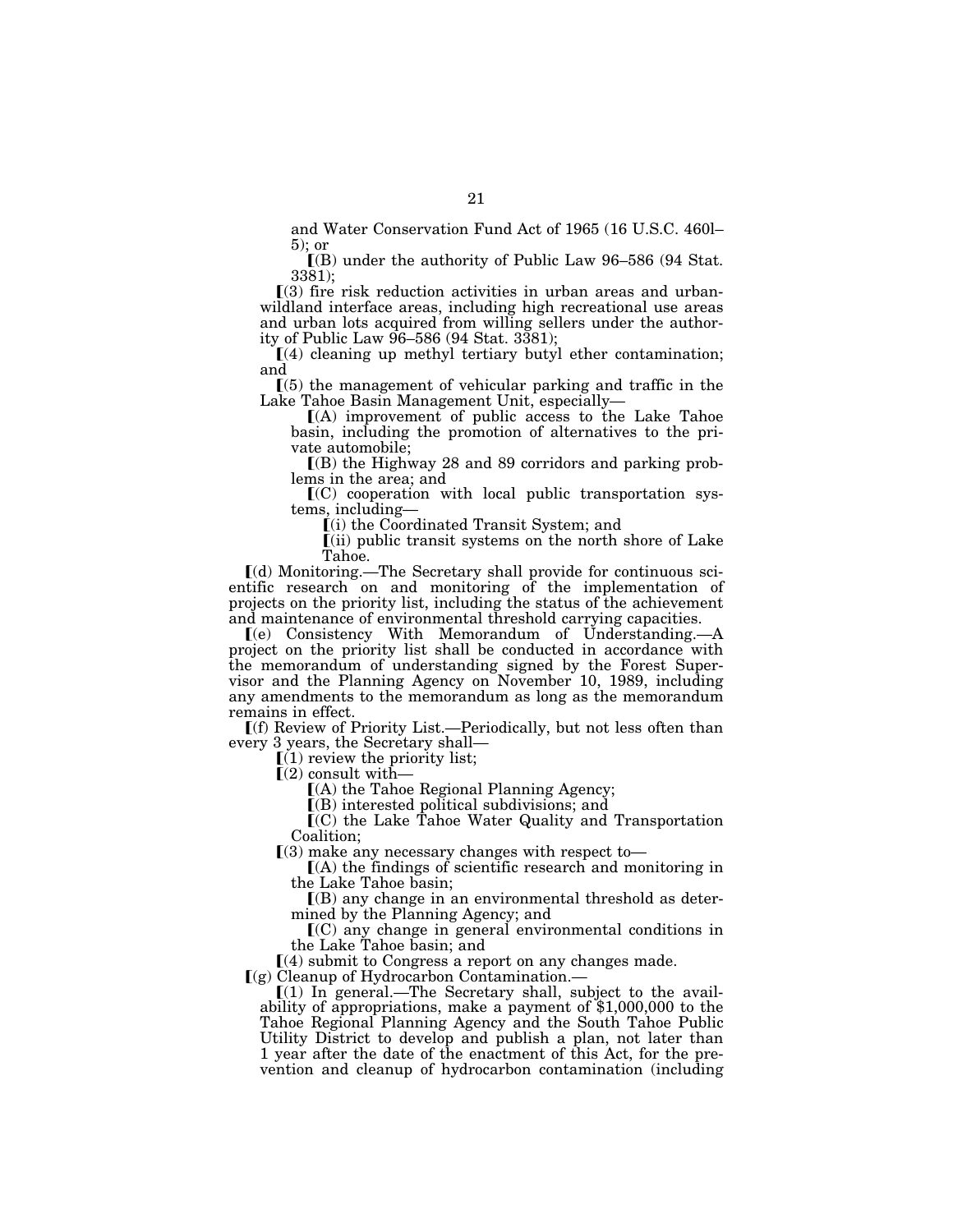and Water Conservation Fund Act of 1965 (16 U.S.C. 460l–5); or

⟦(B) under the authority of Public Law 96–586 (94 Stat. 3381);

⟦(3) fire risk reduction activities in urban areas and urban-wildland interface areas, including high recreational use areas and urban lots acquired from willing sellers under the authority of Public Law 96–586 (94 Stat. 3381);

⟦(4) cleaning up methyl tertiary butyl ether contamination; and

⟦(5) the management of vehicular parking and traffic in the Lake Tahoe Basin Management Unit, especially—

⟦(A) improvement of public access to the Lake Tahoe basin, including the promotion of alternatives to the private automobile;

⟦(B) the Highway 28 and 89 corridors and parking problems in the area; and

⟦(C) cooperation with local public transportation systems, including—

⟦(i) the Coordinated Transit System; and

⟦(ii) public transit systems on the north shore of Lake Tahoe.

⟦(d) Monitoring.—The Secretary shall provide for continuous scientific research on and monitoring of the implementation of projects on the priority list, including the status of the achievement and maintenance of environmental threshold carrying capacities.

⟦(e) Consistency With Memorandum of Understanding.—A project on the priority list shall be conducted in accordance with the memorandum of understanding signed by the Forest Supervisor and the Planning Agency on November 10, 1989, including any amendments to the memorandum as long as the memorandum remains in effect.

⟦(f) Review of Priority List.—Periodically, but not less often than every 3 years, the Secretary shall—

⟦(1) review the priority list;

⟦(2) consult with—

⟦(A) the Tahoe Regional Planning Agency;

⟦(B) interested political subdivisions; and

⟦(C) the Lake Tahoe Water Quality and Transportation Coalition;

⟦(3) make any necessary changes with respect to—

⟦(A) the findings of scientific research and monitoring in the Lake Tahoe basin;

⟦(B) any change in an environmental threshold as determined by the Planning Agency; and

⟦(C) any change in general environmental conditions in the Lake Tahoe basin; and

⟦(4) submit to Congress a report on any changes made.

⟦(g) Cleanup of Hydrocarbon Contamination.—

⟦(1) In general.—The Secretary shall, subject to the availability of appropriations, make a payment of $1,000,000 to the Tahoe Regional Planning Agency and the South Tahoe Public Utility District to develop and publish a plan, not later than 1 year after the date of the enactment of this Act, for the prevention and cleanup of hydrocarbon contamination (including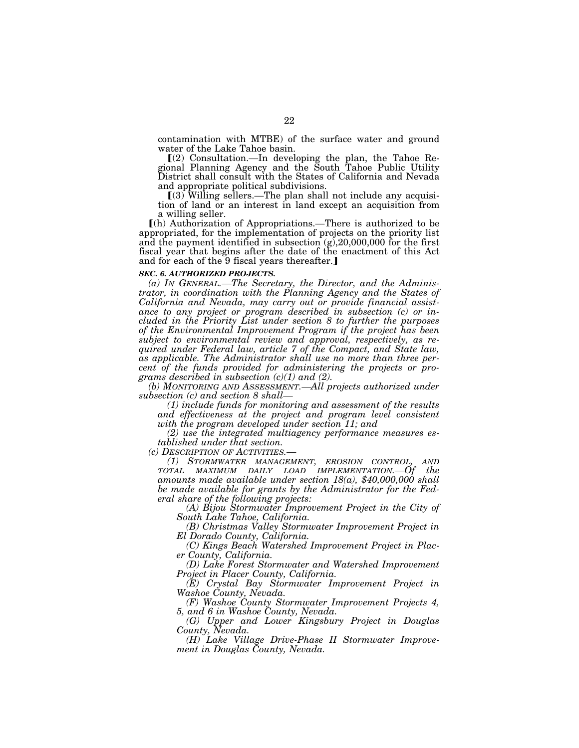contamination with MTBE) of the surface water and ground water of the Lake Tahoe basin.

⟦(2) Consultation.—In developing the plan, the Tahoe Regional Planning Agency and the South Tahoe Public Utility District shall consult with the States of California and Nevada and appropriate political subdivisions.

⟦(3) Willing sellers.—The plan shall not include any acquisition of land or an interest in land except an acquisition from a willing seller.

⟦(h) Authorization of Appropriations.—There is authorized to be appropriated, for the implementation of projects on the priority list and the payment identified in subsection (g),20,000,000 for the first fiscal year that begins after the date of the enactment of this Act and for each of the 9 fiscal years thereafter.⟧

***SEC. 6. AUTHORIZED PROJECTS.***

*(a) IN GENERAL.—The Secretary, the Director, and the Administrator, in coordination with the Planning Agency and the States of California and Nevada, may carry out or provide financial assistance to any project or program described in subsection (c) or included in the Priority List under section 8 to further the purposes of the Environmental Improvement Program if the project has been subject to environmental review and approval, respectively, as required under Federal law, article 7 of the Compact, and State law, as applicable. The Administrator shall use no more than three percent of the funds provided for administering the projects or programs described in subsection (c)(1) and (2).*

*(b) MONITORING AND ASSESSMENT.—All projects authorized under subsection (c) and section 8 shall—*

*(1) include funds for monitoring and assessment of the results and effectiveness at the project and program level consistent with the program developed under section 11; and*

*(2) use the integrated multiagency performance measures established under that section.*

*(c) DESCRIPTION OF ACTIVITIES.—*

*(1) STORMWATER MANAGEMENT, EROSION CONTROL, AND TOTAL MAXIMUM DAILY LOAD IMPLEMENTATION.—Of the amounts made available under section 18(a), $40,000,000 shall be made available for grants by the Administrator for the Federal share of the following projects:*

*(A) Bijou Stormwater Improvement Project in the City of South Lake Tahoe, California.*

*(B) Christmas Valley Stormwater Improvement Project in El Dorado County, California.*

*(C) Kings Beach Watershed Improvement Project in Placer County, California.*

*(D) Lake Forest Stormwater and Watershed Improvement Project in Placer County, California.*

*(E) Crystal Bay Stormwater Improvement Project in Washoe County, Nevada.*

*(F) Washoe County Stormwater Improvement Projects 4, 5, and 6 in Washoe County, Nevada.*

*(G) Upper and Lower Kingsbury Project in Douglas County, Nevada.*

*(H) Lake Village Drive-Phase II Stormwater Improvement in Douglas County, Nevada.*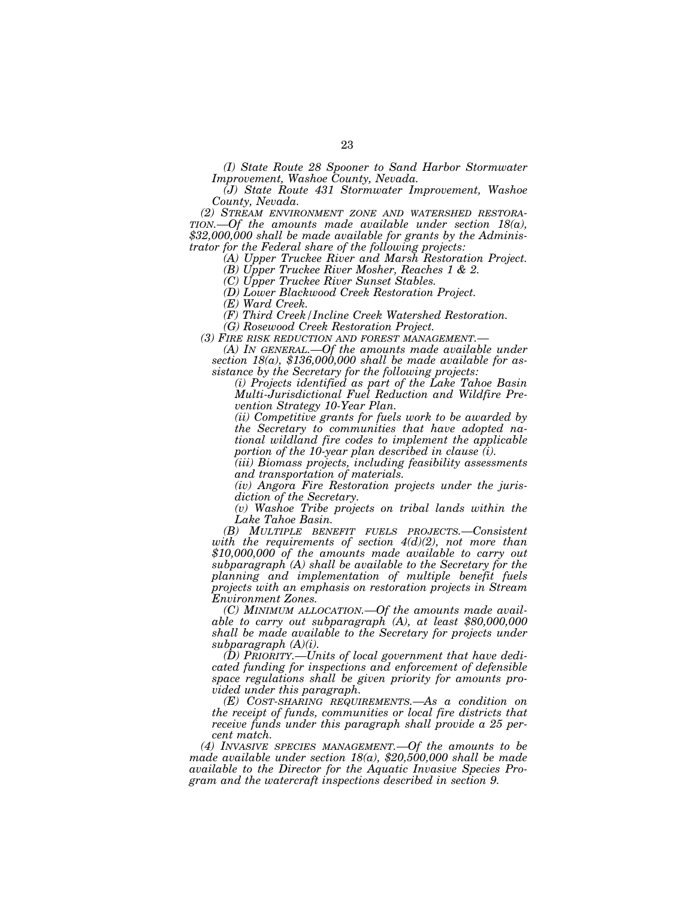*(I) State Route 28 Spooner to Sand Harbor Stormwater Improvement, Washoe County, Nevada.*

*(J) State Route 431 Stormwater Improvement, Washoe County, Nevada.*

*(2) STREAM ENVIRONMENT ZONE AND WATERSHED RESTORATION.—Of the amounts made available under section 18(a), $32,000,000 shall be made available for grants by the Administrator for the Federal share of the following projects:*

*(A) Upper Truckee River and Marsh Restoration Project.*

*(B) Upper Truckee River Mosher, Reaches 1 & 2.*

*(C) Upper Truckee River Sunset Stables.*

*(D) Lower Blackwood Creek Restoration Project.*

*(E) Ward Creek.*

*(F) Third Creek/Incline Creek Watershed Restoration.*

*(G) Rosewood Creek Restoration Project.*

*(3) FIRE RISK REDUCTION AND FOREST MANAGEMENT.—*

*(A) IN GENERAL.—Of the amounts made available under section 18(a), $136,000,000 shall be made available for assistance by the Secretary for the following projects:*

*(i) Projects identified as part of the Lake Tahoe Basin Multi-Jurisdictional Fuel Reduction and Wildfire Prevention Strategy 10-Year Plan.*

*(ii) Competitive grants for fuels work to be awarded by the Secretary to communities that have adopted national wildland fire codes to implement the applicable portion of the 10-year plan described in clause (i).*

*(iii) Biomass projects, including feasibility assessments and transportation of materials.*

*(iv) Angora Fire Restoration projects under the jurisdiction of the Secretary.*

*(v) Washoe Tribe projects on tribal lands within the Lake Tahoe Basin.*

*(B) MULTIPLE BENEFIT FUELS PROJECTS.—Consistent with the requirements of section 4(d)(2), not more than $10,000,000 of the amounts made available to carry out subparagraph (A) shall be available to the Secretary for the planning and implementation of multiple benefit fuels projects with an emphasis on restoration projects in Stream Environment Zones.*

*(C) MINIMUM ALLOCATION.—Of the amounts made available to carry out subparagraph (A), at least $80,000,000 shall be made available to the Secretary for projects under subparagraph (A)(i).*

*(D) PRIORITY.—Units of local government that have dedicated funding for inspections and enforcement of defensible space regulations shall be given priority for amounts provided under this paragraph.*

*(E) COST-SHARING REQUIREMENTS.—As a condition on the receipt of funds, communities or local fire districts that receive funds under this paragraph shall provide a 25 percent match.*

*(4) INVASIVE SPECIES MANAGEMENT.—Of the amounts to be made available under section 18(a), $20,500,000 shall be made available to the Director for the Aquatic Invasive Species Program and the watercraft inspections described in section 9.*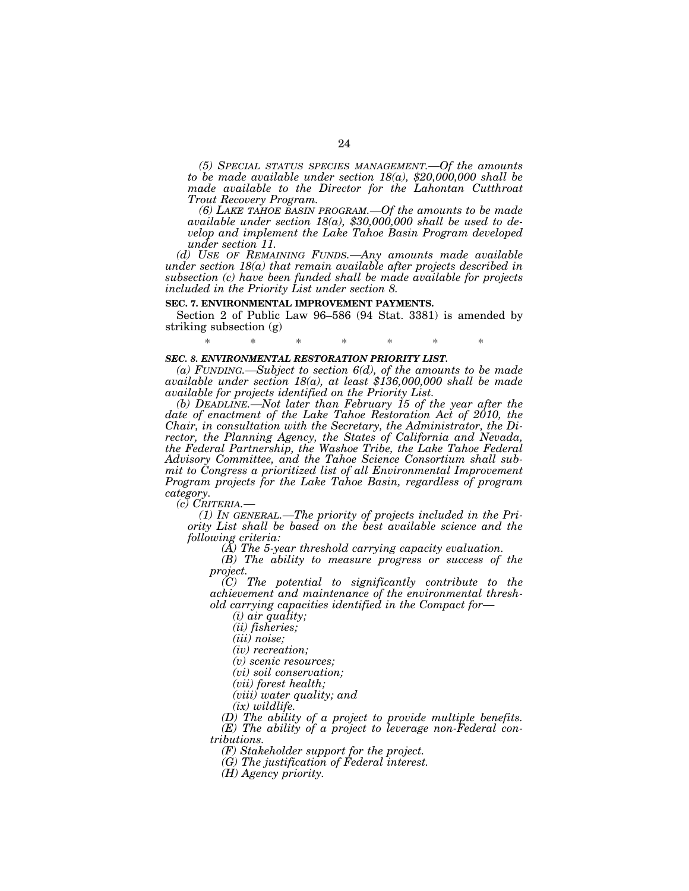*(5) SPECIAL STATUS SPECIES MANAGEMENT.—Of the amounts to be made available under section 18(a), $20,000,000 shall be made available to the Director for the Lahontan Cutthroat Trout Recovery Program.*

*(6) LAKE TAHOE BASIN PROGRAM.—Of the amounts to be made available under section 18(a), $30,000,000 shall be used to develop and implement the Lake Tahoe Basin Program developed under section 11.*

*(d) USE OF REMAINING FUNDS.—Any amounts made available under section 18(a) that remain available after projects described in subsection (c) have been funded shall be made available for projects included in the Priority List under section 8.*

**SEC. 7. ENVIRONMENTAL IMPROVEMENT PAYMENTS.**

Section 2 of Public Law 96–586 (94 Stat. 3381) is amended by striking subsection (g)

\* \* \* \* \* \* \*

***SEC. 8. ENVIRONMENTAL RESTORATION PRIORITY LIST.***

*(a) FUNDING.—Subject to section 6(d), of the amounts to be made available under section 18(a), at least $136,000,000 shall be made available for projects identified on the Priority List.*

*(b) DEADLINE.—Not later than February 15 of the year after the date of enactment of the Lake Tahoe Restoration Act of 2010, the Chair, in consultation with the Secretary, the Administrator, the Director, the Planning Agency, the States of California and Nevada, the Federal Partnership, the Washoe Tribe, the Lake Tahoe Federal Advisory Committee, and the Tahoe Science Consortium shall submit to Congress a prioritized list of all Environmental Improvement Program projects for the Lake Tahoe Basin, regardless of program category.*

*(c) CRITERIA.—*

*(1) IN GENERAL.—The priority of projects included in the Priority List shall be based on the best available science and the following criteria:*

*(A) The 5-year threshold carrying capacity evaluation.*

*(B) The ability to measure progress or success of the project.*

*(C) The potential to significantly contribute to the achievement and maintenance of the environmental threshold carrying capacities identified in the Compact for—*

*(i) air quality;*

*(ii) fisheries;*

*(iii) noise;*

*(iv) recreation;*

*(v) scenic resources;*

*(vi) soil conservation;*

*(vii) forest health;*

*(viii) water quality; and*

*(ix) wildlife.*

*(D) The ability of a project to provide multiple benefits.*

*(E) The ability of a project to leverage non-Federal contributions.*

*(F) Stakeholder support for the project.*

*(G) The justification of Federal interest.*

*(H) Agency priority.*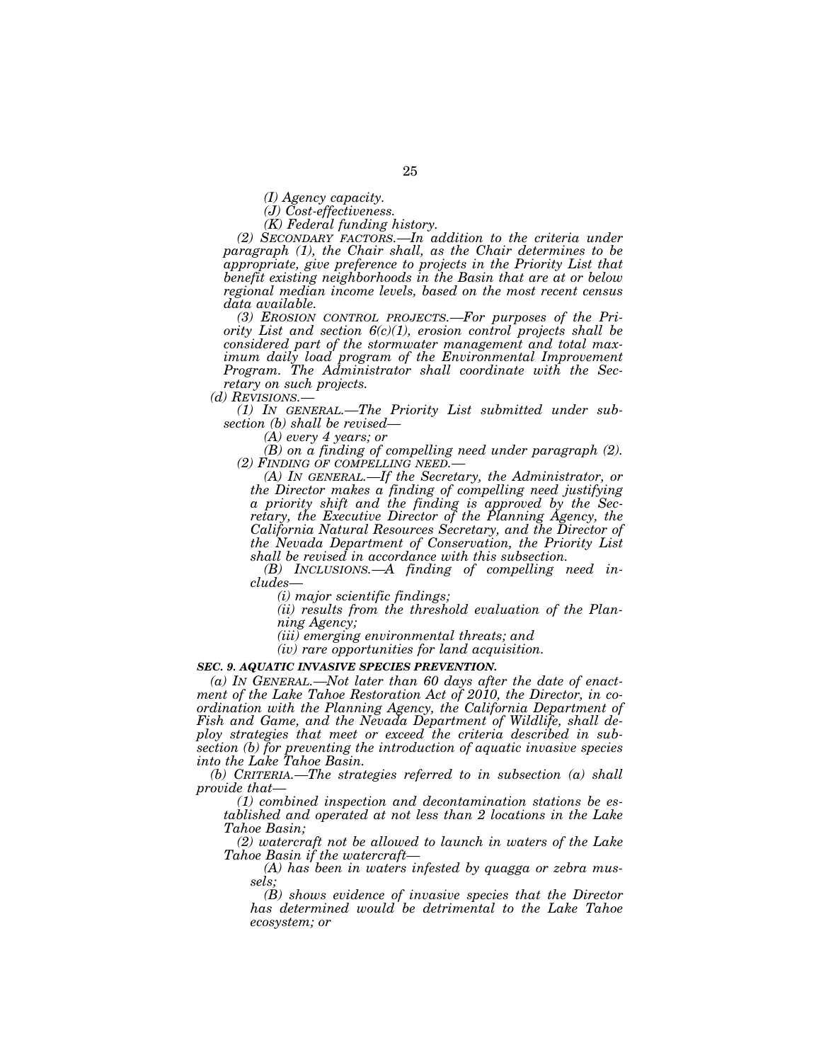*(I) Agency capacity.*

*(J) Cost-effectiveness.*

*(K) Federal funding history.*

*(2) SECONDARY FACTORS.—In addition to the criteria under paragraph (1), the Chair shall, as the Chair determines to be appropriate, give preference to projects in the Priority List that benefit existing neighborhoods in the Basin that are at or below regional median income levels, based on the most recent census data available.*

*(3) EROSION CONTROL PROJECTS.—For purposes of the Priority List and section 6(c)(1), erosion control projects shall be considered part of the stormwater management and total maximum daily load program of the Environmental Improvement Program. The Administrator shall coordinate with the Secretary on such projects.*

*(d) REVISIONS.—*

*(1) IN GENERAL.—The Priority List submitted under subsection (b) shall be revised—*

*(A) every 4 years; or*

*(B) on a finding of compelling need under paragraph (2).*

*(2) FINDING OF COMPELLING NEED.—*

*(A) IN GENERAL.—If the Secretary, the Administrator, or the Director makes a finding of compelling need justifying a priority shift and the finding is approved by the Secretary, the Executive Director of the Planning Agency, the California Natural Resources Secretary, and the Director of the Nevada Department of Conservation, the Priority List shall be revised in accordance with this subsection.*

*(B) INCLUSIONS.—A finding of compelling need includes—*

*(i) major scientific findings;*

*(ii) results from the threshold evaluation of the Planning Agency;*

*(iii) emerging environmental threats; and*

*(iv) rare opportunities for land acquisition.*

***SEC. 9. AQUATIC INVASIVE SPECIES PREVENTION.***

*(a) IN GENERAL.—Not later than 60 days after the date of enactment of the Lake Tahoe Restoration Act of 2010, the Director, in coordination with the Planning Agency, the California Department of Fish and Game, and the Nevada Department of Wildlife, shall deploy strategies that meet or exceed the criteria described in subsection (b) for preventing the introduction of aquatic invasive species into the Lake Tahoe Basin.*

*(b) CRITERIA.—The strategies referred to in subsection (a) shall provide that—*

*(1) combined inspection and decontamination stations be established and operated at not less than 2 locations in the Lake Tahoe Basin;*

*(2) watercraft not be allowed to launch in waters of the Lake Tahoe Basin if the watercraft—*

*(A) has been in waters infested by quagga or zebra mussels;*

*(B) shows evidence of invasive species that the Director has determined would be detrimental to the Lake Tahoe ecosystem; or*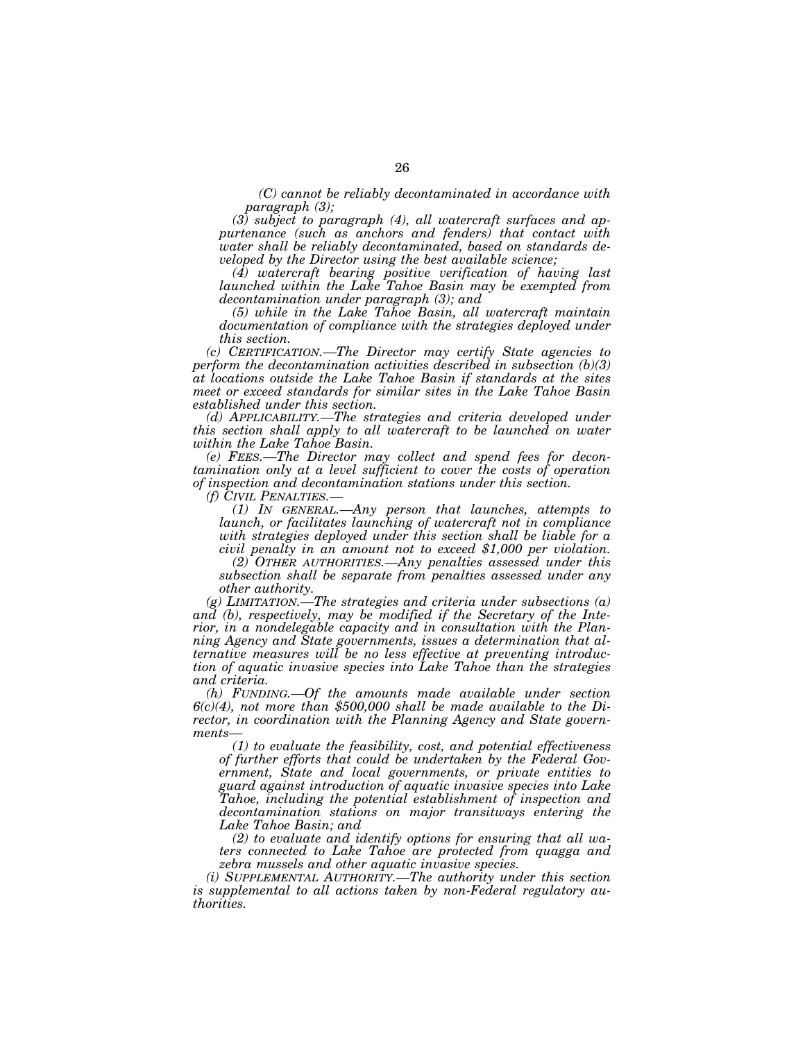*(C) cannot be reliably decontaminated in accordance with paragraph (3);*

*(3) subject to paragraph (4), all watercraft surfaces and appurtenance (such as anchors and fenders) that contact with water shall be reliably decontaminated, based on standards developed by the Director using the best available science;*

*(4) watercraft bearing positive verification of having last launched within the Lake Tahoe Basin may be exempted from decontamination under paragraph (3); and*

*(5) while in the Lake Tahoe Basin, all watercraft maintain documentation of compliance with the strategies deployed under this section.*

*(c) CERTIFICATION.—The Director may certify State agencies to perform the decontamination activities described in subsection (b)(3) at locations outside the Lake Tahoe Basin if standards at the sites meet or exceed standards for similar sites in the Lake Tahoe Basin established under this section.*

*(d) APPLICABILITY.—The strategies and criteria developed under this section shall apply to all watercraft to be launched on water within the Lake Tahoe Basin.*

*(e) FEES.—The Director may collect and spend fees for decontamination only at a level sufficient to cover the costs of operation of inspection and decontamination stations under this section.*

*(f) CIVIL PENALTIES.—*

*(1) IN GENERAL.—Any person that launches, attempts to launch, or facilitates launching of watercraft not in compliance with strategies deployed under this section shall be liable for a civil penalty in an amount not to exceed $1,000 per violation.*

*(2) OTHER AUTHORITIES.—Any penalties assessed under this subsection shall be separate from penalties assessed under any other authority.*

*(g) LIMITATION.—The strategies and criteria under subsections (a) and (b), respectively, may be modified if the Secretary of the Interior, in a nondelegable capacity and in consultation with the Planning Agency and State governments, issues a determination that alternative measures will be no less effective at preventing introduction of aquatic invasive species into Lake Tahoe than the strategies and criteria.*

*(h) FUNDING.—Of the amounts made available under section 6(c)(4), not more than $500,000 shall be made available to the Director, in coordination with the Planning Agency and State governments—*

*(1) to evaluate the feasibility, cost, and potential effectiveness of further efforts that could be undertaken by the Federal Government, State and local governments, or private entities to guard against introduction of aquatic invasive species into Lake Tahoe, including the potential establishment of inspection and decontamination stations on major transitways entering the Lake Tahoe Basin; and*

*(2) to evaluate and identify options for ensuring that all waters connected to Lake Tahoe are protected from quagga and zebra mussels and other aquatic invasive species.*

*(i) SUPPLEMENTAL AUTHORITY.—The authority under this section is supplemental to all actions taken by non-Federal regulatory authorities.*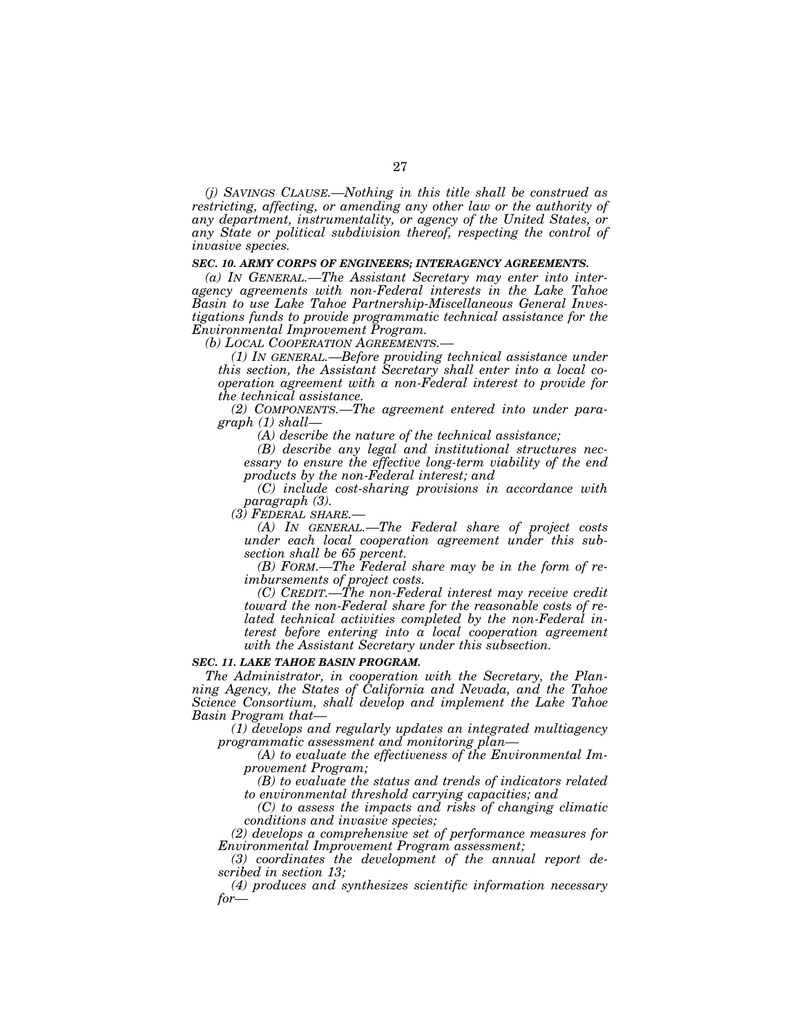*(j) SAVINGS CLAUSE.—Nothing in this title shall be construed as restricting, affecting, or amending any other law or the authority of any department, instrumentality, or agency of the United States, or any State or political subdivision thereof, respecting the control of invasive species.*

***SEC. 10. ARMY CORPS OF ENGINEERS; INTERAGENCY AGREEMENTS.***

*(a) IN GENERAL.—The Assistant Secretary may enter into interagency agreements with non-Federal interests in the Lake Tahoe Basin to use Lake Tahoe Partnership-Miscellaneous General Investigations funds to provide programmatic technical assistance for the Environmental Improvement Program.*

*(b) LOCAL COOPERATION AGREEMENTS.—*

*(1) IN GENERAL.—Before providing technical assistance under this section, the Assistant Secretary shall enter into a local cooperation agreement with a non-Federal interest to provide for the technical assistance.*

*(2) COMPONENTS.—The agreement entered into under paragraph (1) shall—*

*(A) describe the nature of the technical assistance;*

*(B) describe any legal and institutional structures necessary to ensure the effective long-term viability of the end products by the non-Federal interest; and*

*(C) include cost-sharing provisions in accordance with paragraph (3).*

*(3) FEDERAL SHARE.—*

*(A) IN GENERAL.—The Federal share of project costs under each local cooperation agreement under this subsection shall be 65 percent.*

*(B) FORM.—The Federal share may be in the form of reimbursements of project costs.*

*(C) CREDIT.—The non-Federal interest may receive credit toward the non-Federal share for the reasonable costs of related technical activities completed by the non-Federal interest before entering into a local cooperation agreement with the Assistant Secretary under this subsection.*

***SEC. 11. LAKE TAHOE BASIN PROGRAM.***

*The Administrator, in cooperation with the Secretary, the Planning Agency, the States of California and Nevada, and the Tahoe Science Consortium, shall develop and implement the Lake Tahoe Basin Program that—*

*(1) develops and regularly updates an integrated multiagency programmatic assessment and monitoring plan—*

*(A) to evaluate the effectiveness of the Environmental Improvement Program;*

*(B) to evaluate the status and trends of indicators related to environmental threshold carrying capacities; and*

*(C) to assess the impacts and risks of changing climatic conditions and invasive species;*

*(2) develops a comprehensive set of performance measures for Environmental Improvement Program assessment;*

*(3) coordinates the development of the annual report described in section 13;*

*(4) produces and synthesizes scientific information necessary for—*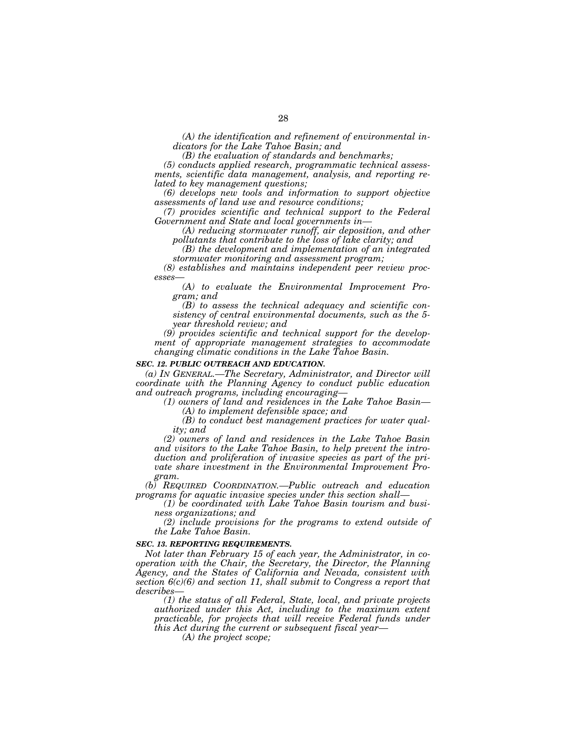*(A) the identification and refinement of environmental indicators for the Lake Tahoe Basin; and*

*(B) the evaluation of standards and benchmarks;*

*(5) conducts applied research, programmatic technical assessments, scientific data management, analysis, and reporting related to key management questions;*

*(6) develops new tools and information to support objective assessments of land use and resource conditions;*

*(7) provides scientific and technical support to the Federal Government and State and local governments in—*

*(A) reducing stormwater runoff, air deposition, and other pollutants that contribute to the loss of lake clarity; and*

*(B) the development and implementation of an integrated stormwater monitoring and assessment program;*

*(8) establishes and maintains independent peer review processes—*

*(A) to evaluate the Environmental Improvement Program; and*

*(B) to assess the technical adequacy and scientific consistency of central environmental documents, such as the 5-year threshold review; and*

*(9) provides scientific and technical support for the development of appropriate management strategies to accommodate changing climatic conditions in the Lake Tahoe Basin.*

***SEC. 12. PUBLIC OUTREACH AND EDUCATION.***

*(a) IN GENERAL.—The Secretary, Administrator, and Director will coordinate with the Planning Agency to conduct public education and outreach programs, including encouraging—*

*(1) owners of land and residences in the Lake Tahoe Basin—*

*(A) to implement defensible space; and*

*(B) to conduct best management practices for water quality; and*

*(2) owners of land and residences in the Lake Tahoe Basin and visitors to the Lake Tahoe Basin, to help prevent the introduction and proliferation of invasive species as part of the private share investment in the Environmental Improvement Program.*

*(b) REQUIRED COORDINATION.—Public outreach and education programs for aquatic invasive species under this section shall—*

*(1) be coordinated with Lake Tahoe Basin tourism and business organizations; and*

*(2) include provisions for the programs to extend outside of the Lake Tahoe Basin.*

***SEC. 13. REPORTING REQUIREMENTS.***

*Not later than February 15 of each year, the Administrator, in cooperation with the Chair, the Secretary, the Director, the Planning Agency, and the States of California and Nevada, consistent with section 6(c)(6) and section 11, shall submit to Congress a report that describes—*

*(1) the status of all Federal, State, local, and private projects authorized under this Act, including to the maximum extent practicable, for projects that will receive Federal funds under this Act during the current or subsequent fiscal year—*

*(A) the project scope;*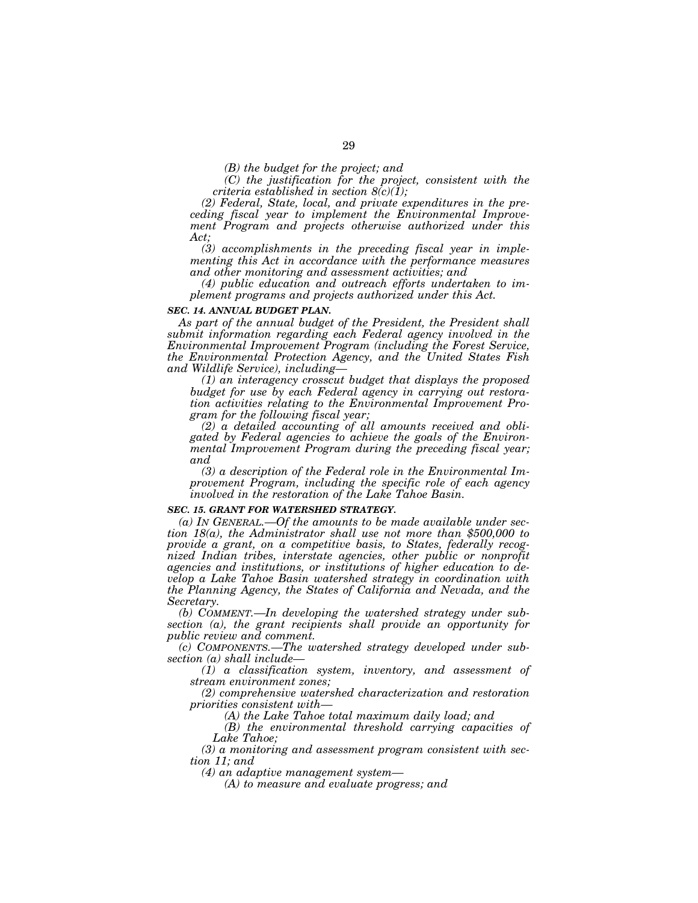*(B) the budget for the project; and*

*(C) the justification for the project, consistent with the criteria established in section 8(c)(1);*

*(2) Federal, State, local, and private expenditures in the preceding fiscal year to implement the Environmental Improvement Program and projects otherwise authorized under this Act;*

*(3) accomplishments in the preceding fiscal year in implementing this Act in accordance with the performance measures and other monitoring and assessment activities; and*

*(4) public education and outreach efforts undertaken to implement programs and projects authorized under this Act.*

***SEC. 14. ANNUAL BUDGET PLAN.***

*As part of the annual budget of the President, the President shall submit information regarding each Federal agency involved in the Environmental Improvement Program (including the Forest Service, the Environmental Protection Agency, and the United States Fish and Wildlife Service), including—*

*(1) an interagency crosscut budget that displays the proposed budget for use by each Federal agency in carrying out restoration activities relating to the Environmental Improvement Program for the following fiscal year;*

*(2) a detailed accounting of all amounts received and obligated by Federal agencies to achieve the goals of the Environmental Improvement Program during the preceding fiscal year; and*

*(3) a description of the Federal role in the Environmental Improvement Program, including the specific role of each agency involved in the restoration of the Lake Tahoe Basin.*

***SEC. 15. GRANT FOR WATERSHED STRATEGY.***

*(a) IN GENERAL.—Of the amounts to be made available under section 18(a), the Administrator shall use not more than $500,000 to provide a grant, on a competitive basis, to States, federally recognized Indian tribes, interstate agencies, other public or nonprofit agencies and institutions, or institutions of higher education to develop a Lake Tahoe Basin watershed strategy in coordination with the Planning Agency, the States of California and Nevada, and the Secretary.*

*(b) COMMENT.—In developing the watershed strategy under subsection (a), the grant recipients shall provide an opportunity for public review and comment.*

*(c) COMPONENTS.—The watershed strategy developed under subsection (a) shall include—*

*(1) a classification system, inventory, and assessment of stream environment zones;*

*(2) comprehensive watershed characterization and restoration priorities consistent with—*

*(A) the Lake Tahoe total maximum daily load; and*

*(B) the environmental threshold carrying capacities of Lake Tahoe;*

*(3) a monitoring and assessment program consistent with section 11; and*

*(4) an adaptive management system—*

*(A) to measure and evaluate progress; and*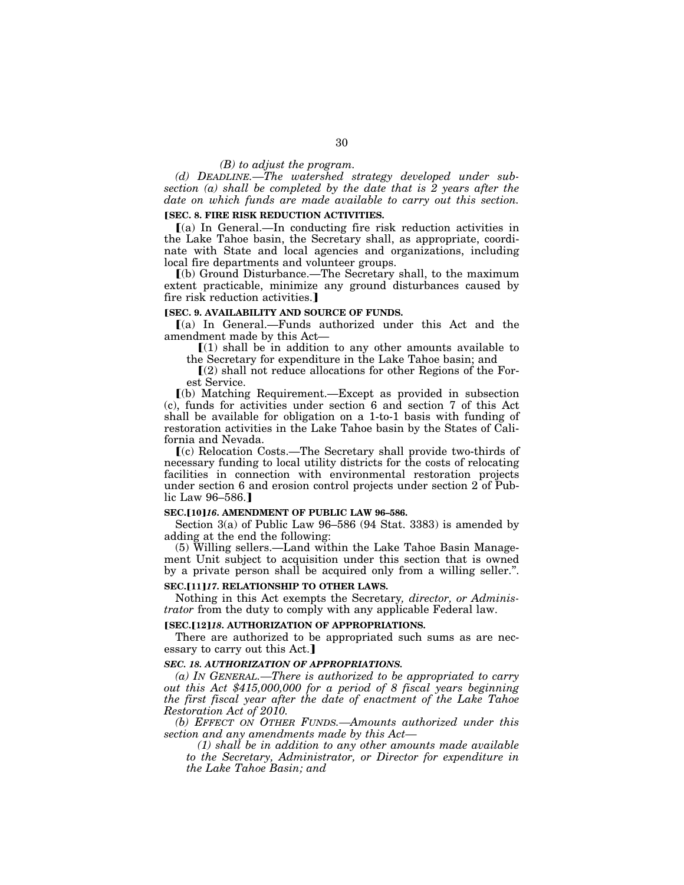*(B) to adjust the program.*

*(d) DEADLINE.—The watershed strategy developed under subsection (a) shall be completed by the date that is 2 years after the date on which funds are made available to carry out this section.*

**⟦SEC. 8. FIRE RISK REDUCTION ACTIVITIES.**

⟦(a) In General.—In conducting fire risk reduction activities in the Lake Tahoe basin, the Secretary shall, as appropriate, coordinate with State and local agencies and organizations, including local fire departments and volunteer groups.

⟦(b) Ground Disturbance.—The Secretary shall, to the maximum extent practicable, minimize any ground disturbances caused by fire risk reduction activities.⟧

**⟦SEC. 9. AVAILABILITY AND SOURCE OF FUNDS.**

⟦(a) In General.—Funds authorized under this Act and the amendment made by this Act—

⟦(1) shall be in addition to any other amounts available to the Secretary for expenditure in the Lake Tahoe basin; and

⟦(2) shall not reduce allocations for other Regions of the Forest Service.

⟦(b) Matching Requirement.—Except as provided in subsection (c), funds for activities under section 6 and section 7 of this Act shall be available for obligation on a 1-to-1 basis with funding of restoration activities in the Lake Tahoe basin by the States of California and Nevada.

⟦(c) Relocation Costs.—The Secretary shall provide two-thirds of necessary funding to local utility districts for the costs of relocating facilities in connection with environmental restoration projects under section 6 and erosion control projects under section 2 of Public Law 96–586.⟧

**SEC.⟦10⟧*16*. AMENDMENT OF PUBLIC LAW 96–586.**

Section 3(a) of Public Law 96–586 (94 Stat. 3383) is amended by adding at the end the following:

(5) Willing sellers.—Land within the Lake Tahoe Basin Management Unit subject to acquisition under this section that is owned by a private person shall be acquired only from a willing seller.".

**SEC.⟦11⟧*17*. RELATIONSHIP TO OTHER LAWS.**

Nothing in this Act exempts the Secretary*, director, or Administrator* from the duty to comply with any applicable Federal law.

**⟦SEC.⟦12⟧*18*. AUTHORIZATION OF APPROPRIATIONS.**

There are authorized to be appropriated such sums as are necessary to carry out this Act.⟧

***SEC. 18. AUTHORIZATION OF APPROPRIATIONS.***

*(a) IN GENERAL.—There is authorized to be appropriated to carry out this Act $415,000,000 for a period of 8 fiscal years beginning the first fiscal year after the date of enactment of the Lake Tahoe Restoration Act of 2010.*

*(b) EFFECT ON OTHER FUNDS.—Amounts authorized under this section and any amendments made by this Act—*

*(1) shall be in addition to any other amounts made available to the Secretary, Administrator, or Director for expenditure in the Lake Tahoe Basin; and*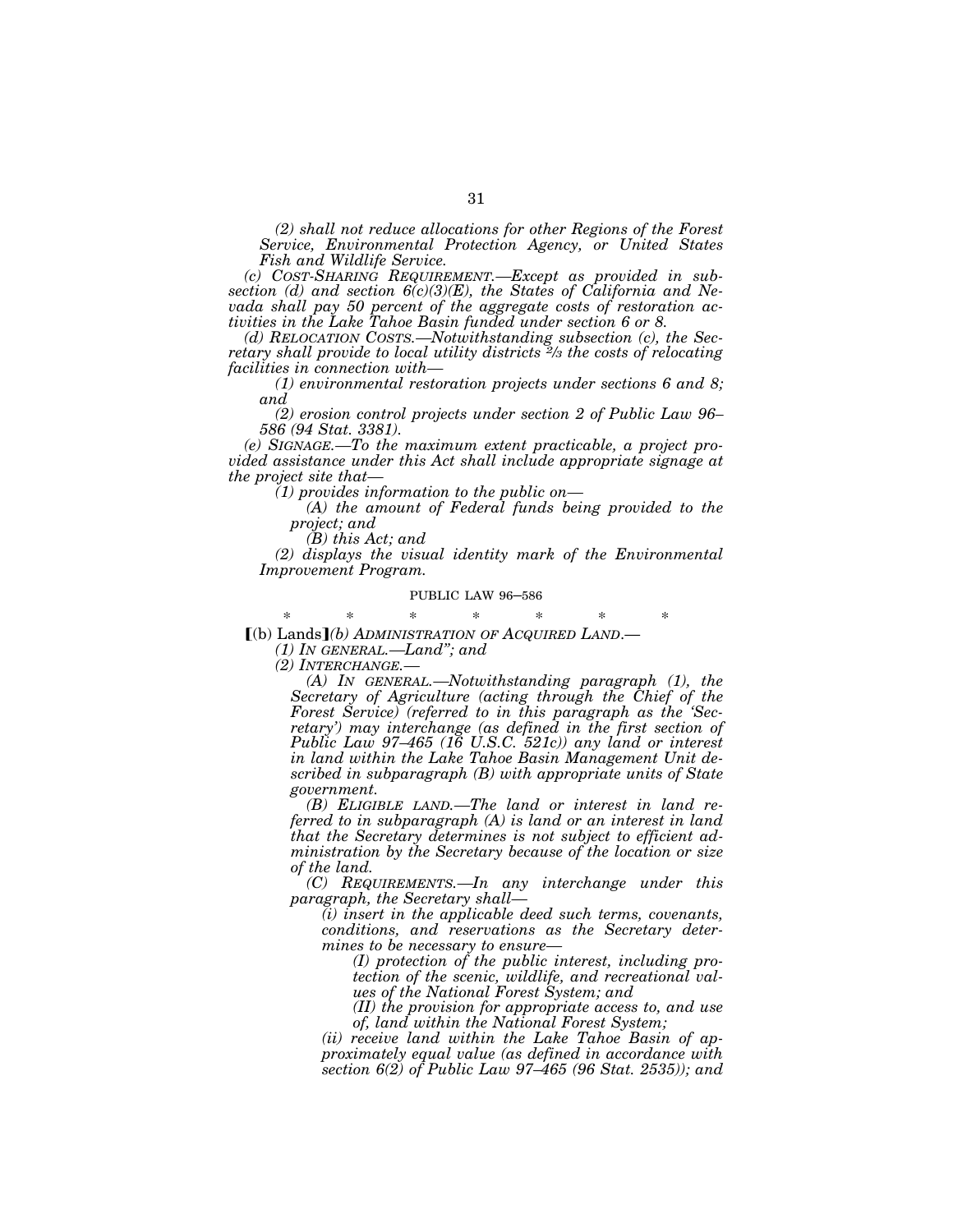*(2) shall not reduce allocations for other Regions of the Forest Service, Environmental Protection Agency, or United States Fish and Wildlife Service.*

*(c) COST-SHARING REQUIREMENT.—Except as provided in subsection (d) and section 6(c)(3)(E), the States of California and Nevada shall pay 50 percent of the aggregate costs of restoration activities in the Lake Tahoe Basin funded under section 6 or 8.*

*(d) RELOCATION COSTS.—Notwithstanding subsection (c), the Secretary shall provide to local utility districts 2/3 the costs of relocating facilities in connection with—*

*(1) environmental restoration projects under sections 6 and 8; and*

*(2) erosion control projects under section 2 of Public Law 96–586 (94 Stat. 3381).*

*(e) SIGNAGE.—To the maximum extent practicable, a project provided assistance under this Act shall include appropriate signage at the project site that—*

*(1) provides information to the public on—*

*(A) the amount of Federal funds being provided to the project; and*

*(B) this Act; and*

*(2) displays the visual identity mark of the Environmental Improvement Program.*

PUBLIC LAW 96–586

\* \* \* \* \* \* \*

[(b) Lands] *(b) ADMINISTRATION OF ACQUIRED LAND.—*

*(1) IN GENERAL.—Land"; and*

*(2) INTERCHANGE.—*

*(A) IN GENERAL.—Notwithstanding paragraph (1), the Secretary of Agriculture (acting through the Chief of the Forest Service) (referred to in this paragraph as the 'Secretary') may interchange (as defined in the first section of Public Law 97–465 (16 U.S.C. 521c)) any land or interest in land within the Lake Tahoe Basin Management Unit described in subparagraph (B) with appropriate units of State government.*

*(B) ELIGIBLE LAND.—The land or interest in land referred to in subparagraph (A) is land or an interest in land that the Secretary determines is not subject to efficient administration by the Secretary because of the location or size of the land.*

*(C) REQUIREMENTS.—In any interchange under this paragraph, the Secretary shall—*

*(i) insert in the applicable deed such terms, covenants, conditions, and reservations as the Secretary determines to be necessary to ensure—*

*(I) protection of the public interest, including protection of the scenic, wildlife, and recreational values of the National Forest System; and*

*(II) the provision for appropriate access to, and use of, land within the National Forest System;*

*(ii) receive land within the Lake Tahoe Basin of approximately equal value (as defined in accordance with section 6(2) of Public Law 97–465 (96 Stat. 2535)); and*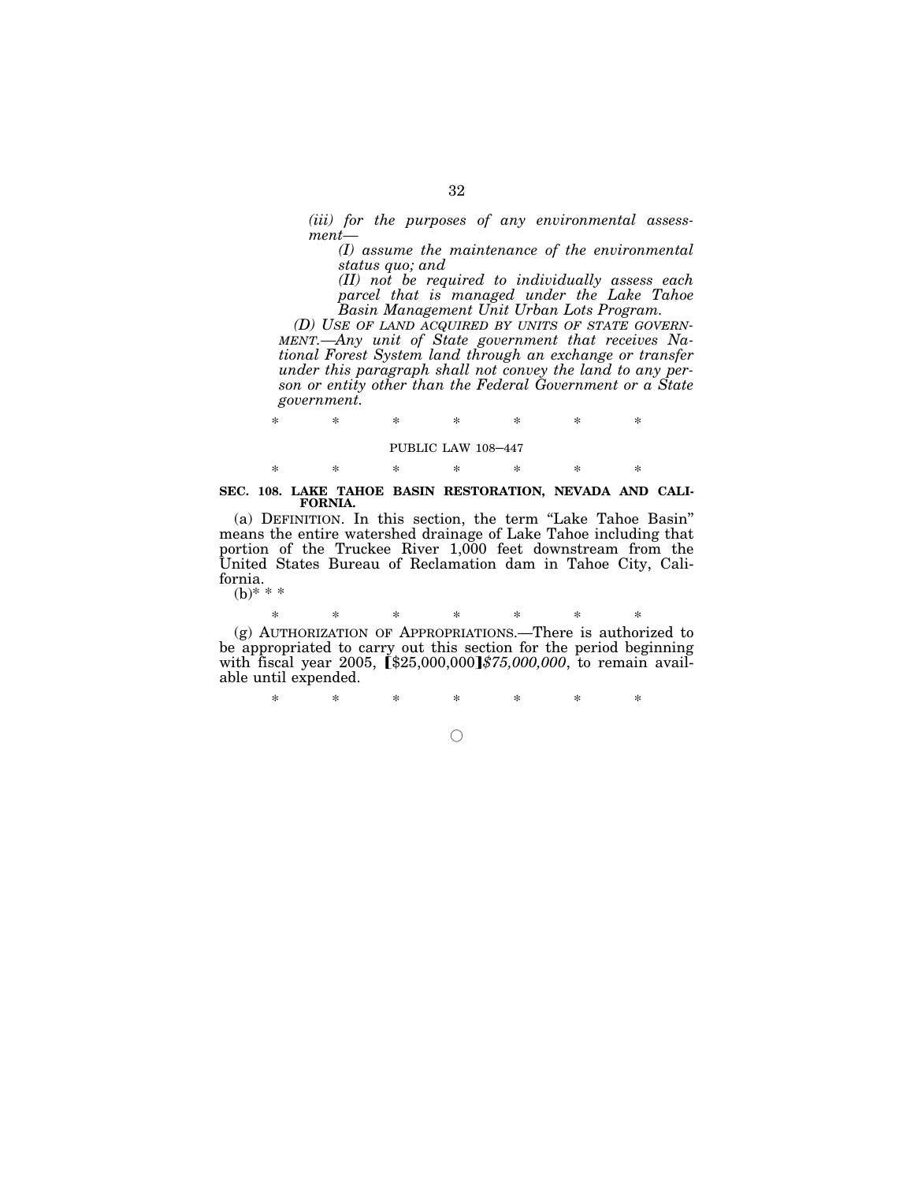*(iii) for the purposes of any environmental assessment—*

*(I) assume the maintenance of the environmental status quo; and*

*(II) not be required to individually assess each parcel that is managed under the Lake Tahoe Basin Management Unit Urban Lots Program.*

*(D) USE OF LAND ACQUIRED BY UNITS OF STATE GOVERNMENT.—Any unit of State government that receives National Forest System land through an exchange or transfer under this paragraph shall not convey the land to any person or entity other than the Federal Government or a State government.*

\* \* \* \* \* \* \*

PUBLIC LAW 108–447

\* \* \* \* \* \* \*

**SEC. 108. LAKE TAHOE BASIN RESTORATION, NEVADA AND CALIFORNIA.**

(a) DEFINITION. In this section, the term "Lake Tahoe Basin" means the entire watershed drainage of Lake Tahoe including that portion of the Truckee River 1,000 feet downstream from the United States Bureau of Reclamation dam in Tahoe City, California.

(b)* * *

\* \* \* \* \* \* \*

(g) AUTHORIZATION OF APPROPRIATIONS.—There is authorized to be appropriated to carry out this section for the period beginning with fiscal year 2005, [$25,000,000]*$75,000,000*, to remain available until expended.

\* \* \* \* \* \* \*

○